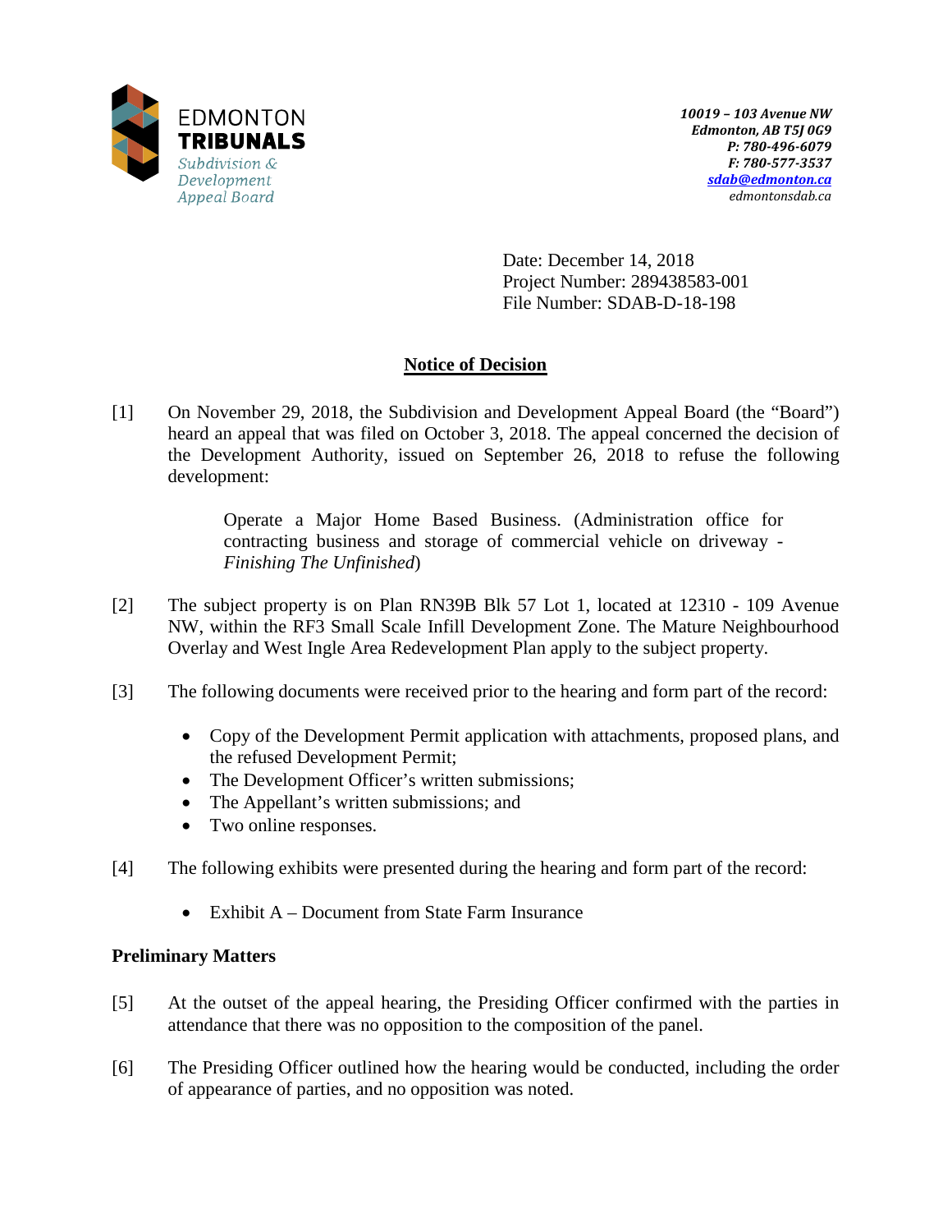EDMONTON
**TRIBUNALS**
*Subdivision & Development Appeal Board*

***10019 – 103 Avenue NW***
***Edmonton, AB T5J 0G9***
***P: 780-496-6079***
***F: 780-577-3537***
***sdab@edmonton.ca***
*edmontonsdab.ca*

Date: December 14, 2018
Project Number: 289438583-001
File Number: SDAB-D-18-198

## Notice of Decision

[1] On November 29, 2018, the Subdivision and Development Appeal Board (the "Board") heard an appeal that was filed on October 3, 2018. The appeal concerned the decision of the Development Authority, issued on September 26, 2018 to refuse the following development:

> Operate a Major Home Based Business. (Administration office for contracting business and storage of commercial vehicle on driveway - *Finishing The Unfinished*)

[2] The subject property is on Plan RN39B Blk 57 Lot 1, located at 12310 - 109 Avenue NW, within the RF3 Small Scale Infill Development Zone. The Mature Neighbourhood Overlay and West Ingle Area Redevelopment Plan apply to the subject property.

[3] The following documents were received prior to the hearing and form part of the record:

- Copy of the Development Permit application with attachments, proposed plans, and the refused Development Permit;
- The Development Officer's written submissions;
- The Appellant's written submissions; and
- Two online responses.

[4] The following exhibits were presented during the hearing and form part of the record:

- Exhibit A – Document from State Farm Insurance

### Preliminary Matters

[5] At the outset of the appeal hearing, the Presiding Officer confirmed with the parties in attendance that there was no opposition to the composition of the panel.

[6] The Presiding Officer outlined how the hearing would be conducted, including the order of appearance of parties, and no opposition was noted.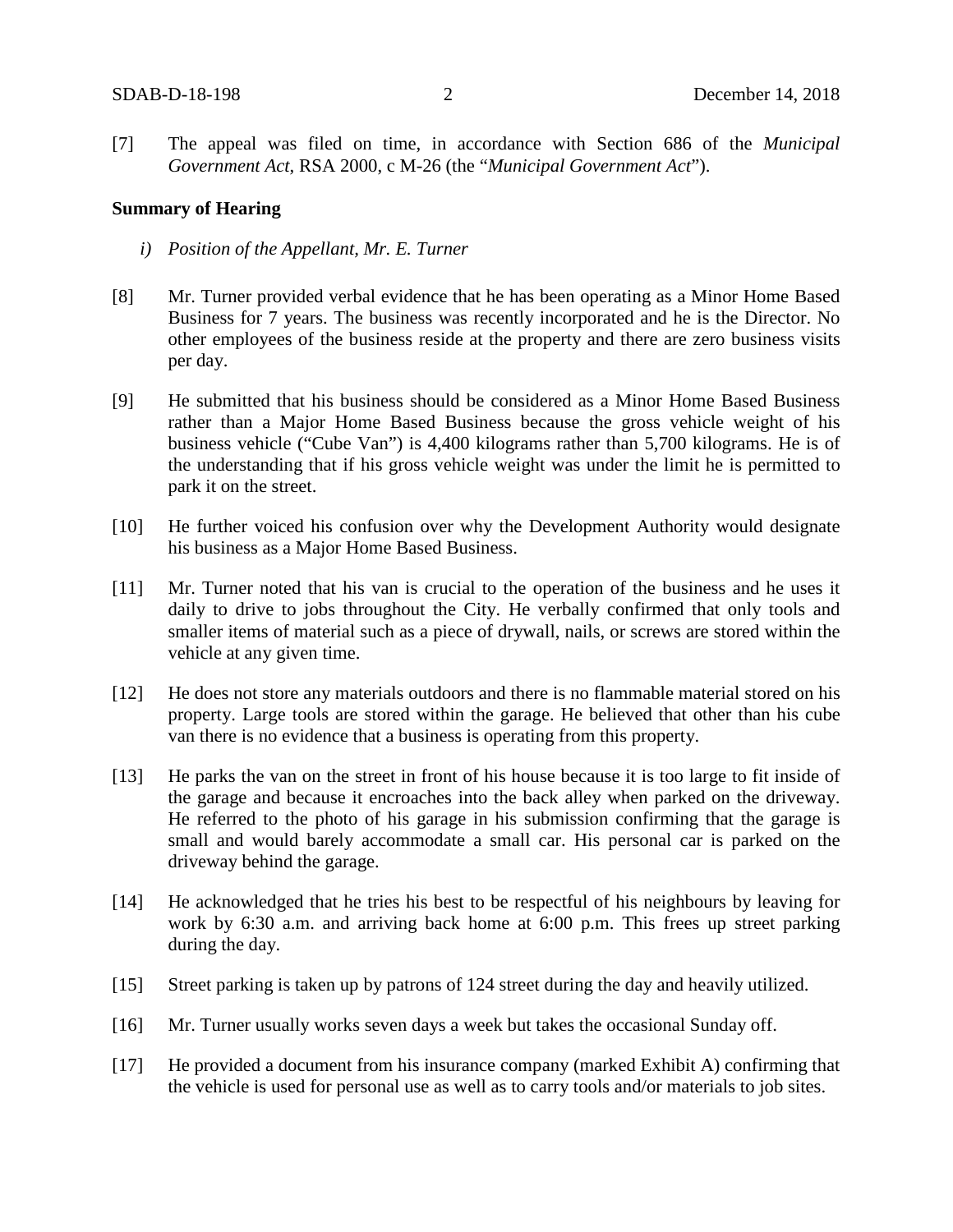[7] The appeal was filed on time, in accordance with Section 686 of the *Municipal Government Act*, RSA 2000, c M-26 (the "*Municipal Government Act*").

**Summary of Hearing**

*i) Position of the Appellant, Mr. E. Turner*

[8] Mr. Turner provided verbal evidence that he has been operating as a Minor Home Based Business for 7 years. The business was recently incorporated and he is the Director. No other employees of the business reside at the property and there are zero business visits per day.

[9] He submitted that his business should be considered as a Minor Home Based Business rather than a Major Home Based Business because the gross vehicle weight of his business vehicle ("Cube Van") is 4,400 kilograms rather than 5,700 kilograms. He is of the understanding that if his gross vehicle weight was under the limit he is permitted to park it on the street.

[10] He further voiced his confusion over why the Development Authority would designate his business as a Major Home Based Business.

[11] Mr. Turner noted that his van is crucial to the operation of the business and he uses it daily to drive to jobs throughout the City. He verbally confirmed that only tools and smaller items of material such as a piece of drywall, nails, or screws are stored within the vehicle at any given time.

[12] He does not store any materials outdoors and there is no flammable material stored on his property. Large tools are stored within the garage. He believed that other than his cube van there is no evidence that a business is operating from this property.

[13] He parks the van on the street in front of his house because it is too large to fit inside of the garage and because it encroaches into the back alley when parked on the driveway. He referred to the photo of his garage in his submission confirming that the garage is small and would barely accommodate a small car. His personal car is parked on the driveway behind the garage.

[14] He acknowledged that he tries his best to be respectful of his neighbours by leaving for work by 6:30 a.m. and arriving back home at 6:00 p.m. This frees up street parking during the day.

[15] Street parking is taken up by patrons of 124 street during the day and heavily utilized.

[16] Mr. Turner usually works seven days a week but takes the occasional Sunday off.

[17] He provided a document from his insurance company (marked Exhibit A) confirming that the vehicle is used for personal use as well as to carry tools and/or materials to job sites.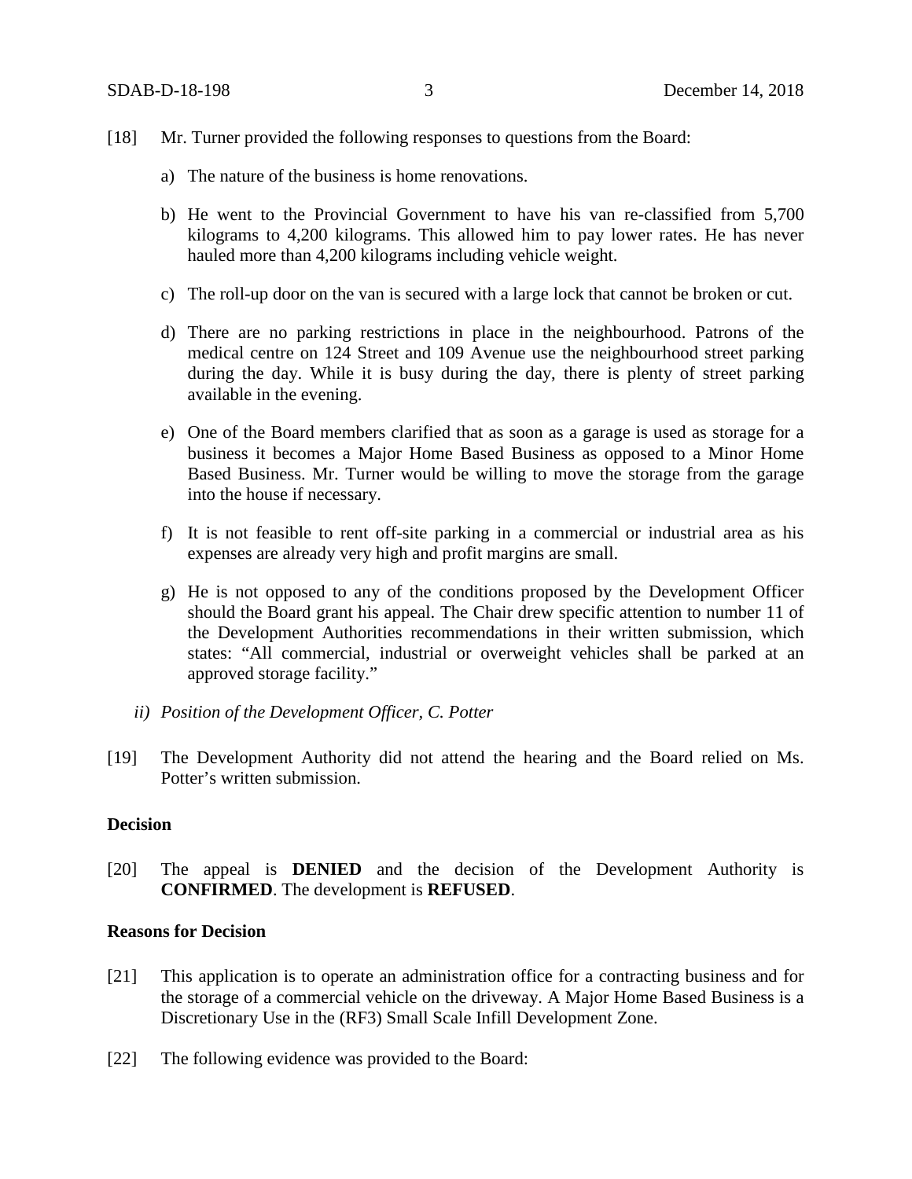[18] Mr. Turner provided the following responses to questions from the Board:

a) The nature of the business is home renovations.

b) He went to the Provincial Government to have his van re-classified from 5,700 kilograms to 4,200 kilograms. This allowed him to pay lower rates. He has never hauled more than 4,200 kilograms including vehicle weight.

c) The roll-up door on the van is secured with a large lock that cannot be broken or cut.

d) There are no parking restrictions in place in the neighbourhood. Patrons of the medical centre on 124 Street and 109 Avenue use the neighbourhood street parking during the day. While it is busy during the day, there is plenty of street parking available in the evening.

e) One of the Board members clarified that as soon as a garage is used as storage for a business it becomes a Major Home Based Business as opposed to a Minor Home Based Business. Mr. Turner would be willing to move the storage from the garage into the house if necessary.

f) It is not feasible to rent off-site parking in a commercial or industrial area as his expenses are already very high and profit margins are small.

g) He is not opposed to any of the conditions proposed by the Development Officer should the Board grant his appeal. The Chair drew specific attention to number 11 of the Development Authorities recommendations in their written submission, which states: "All commercial, industrial or overweight vehicles shall be parked at an approved storage facility."

*ii) Position of the Development Officer, C. Potter*

[19] The Development Authority did not attend the hearing and the Board relied on Ms. Potter's written submission.

**Decision**

[20] The appeal is **DENIED** and the decision of the Development Authority is **CONFIRMED**. The development is **REFUSED**.

**Reasons for Decision**

[21] This application is to operate an administration office for a contracting business and for the storage of a commercial vehicle on the driveway. A Major Home Based Business is a Discretionary Use in the (RF3) Small Scale Infill Development Zone.

[22] The following evidence was provided to the Board: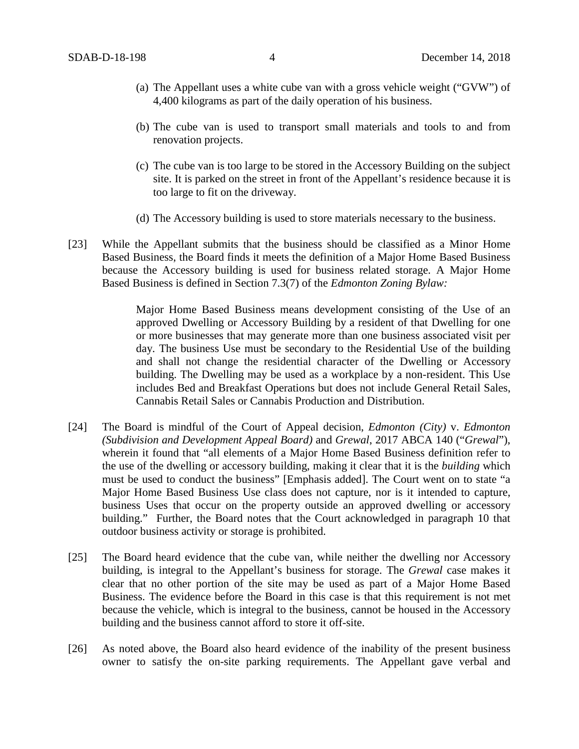(a) The Appellant uses a white cube van with a gross vehicle weight ("GVW") of 4,400 kilograms as part of the daily operation of his business.

(b) The cube van is used to transport small materials and tools to and from renovation projects.

(c) The cube van is too large to be stored in the Accessory Building on the subject site. It is parked on the street in front of the Appellant's residence because it is too large to fit on the driveway.

(d) The Accessory building is used to store materials necessary to the business.

[23] While the Appellant submits that the business should be classified as a Minor Home Based Business, the Board finds it meets the definition of a Major Home Based Business because the Accessory building is used for business related storage. A Major Home Based Business is defined in Section 7.3(7) of the *Edmonton Zoning Bylaw:*

> Major Home Based Business means development consisting of the Use of an approved Dwelling or Accessory Building by a resident of that Dwelling for one or more businesses that may generate more than one business associated visit per day. The business Use must be secondary to the Residential Use of the building and shall not change the residential character of the Dwelling or Accessory building. The Dwelling may be used as a workplace by a non-resident. This Use includes Bed and Breakfast Operations but does not include General Retail Sales, Cannabis Retail Sales or Cannabis Production and Distribution.

[24] The Board is mindful of the Court of Appeal decision, *Edmonton (City)* v. *Edmonton (Subdivision and Development Appeal Board)* and *Grewal*, 2017 ABCA 140 ("*Grewal*"), wherein it found that "all elements of a Major Home Based Business definition refer to the use of the dwelling or accessory building, making it clear that it is the *building* which must be used to conduct the business" [Emphasis added]. The Court went on to state "a Major Home Based Business Use class does not capture, nor is it intended to capture, business Uses that occur on the property outside an approved dwelling or accessory building." Further, the Board notes that the Court acknowledged in paragraph 10 that outdoor business activity or storage is prohibited.

[25] The Board heard evidence that the cube van, while neither the dwelling nor Accessory building, is integral to the Appellant's business for storage. The *Grewal* case makes it clear that no other portion of the site may be used as part of a Major Home Based Business. The evidence before the Board in this case is that this requirement is not met because the vehicle, which is integral to the business, cannot be housed in the Accessory building and the business cannot afford to store it off-site.

[26] As noted above, the Board also heard evidence of the inability of the present business owner to satisfy the on-site parking requirements. The Appellant gave verbal and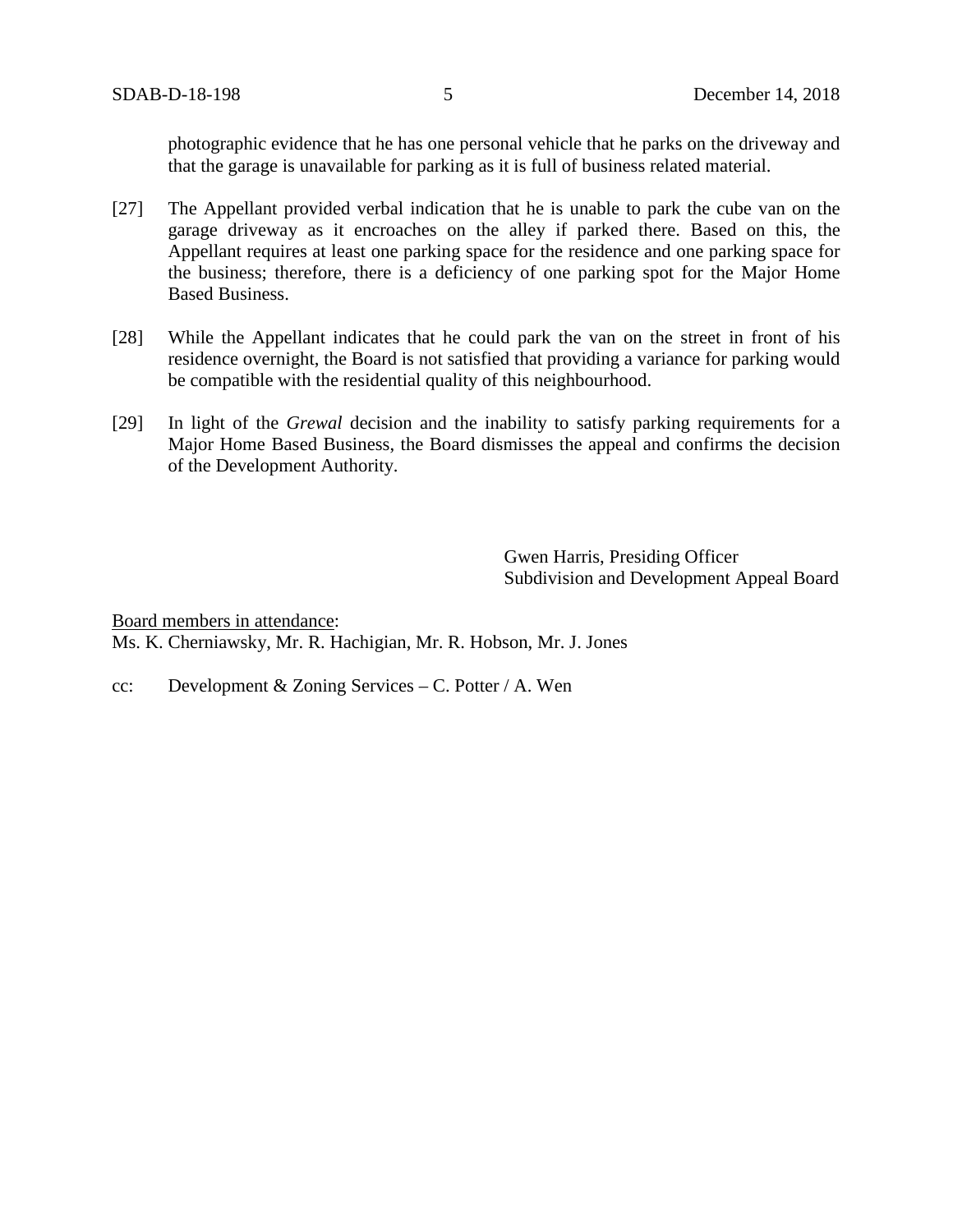photographic evidence that he has one personal vehicle that he parks on the driveway and that the garage is unavailable for parking as it is full of business related material.

[27] The Appellant provided verbal indication that he is unable to park the cube van on the garage driveway as it encroaches on the alley if parked there. Based on this, the Appellant requires at least one parking space for the residence and one parking space for the business; therefore, there is a deficiency of one parking spot for the Major Home Based Business.

[28] While the Appellant indicates that he could park the van on the street in front of his residence overnight, the Board is not satisfied that providing a variance for parking would be compatible with the residential quality of this neighbourhood.

[29] In light of the *Grewal* decision and the inability to satisfy parking requirements for a Major Home Based Business, the Board dismisses the appeal and confirms the decision of the Development Authority.

Gwen Harris, Presiding Officer
Subdivision and Development Appeal Board

Board members in attendance:
Ms. K. Cherniawsky, Mr. R. Hachigian, Mr. R. Hobson, Mr. J. Jones

cc: Development & Zoning Services – C. Potter / A. Wen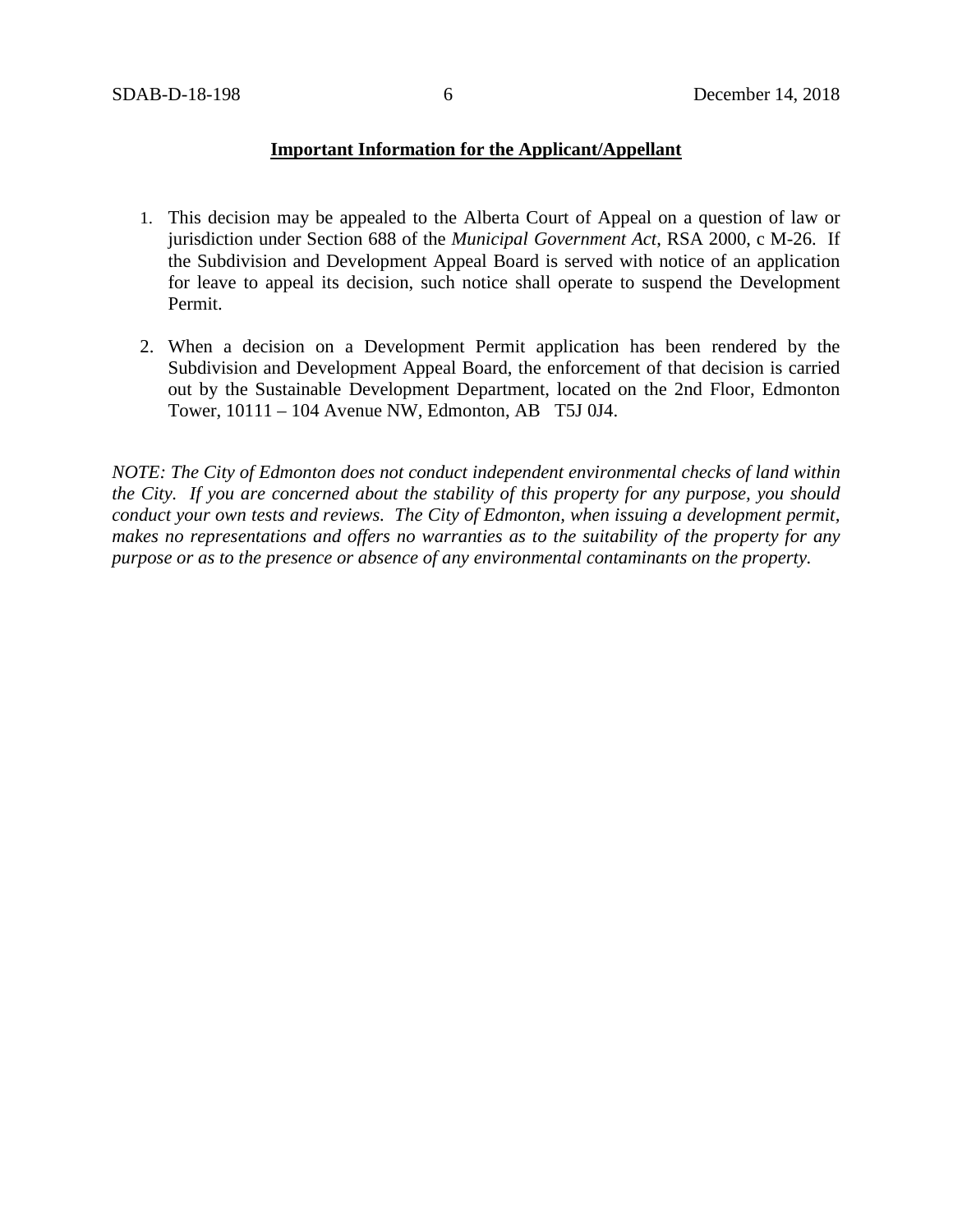**Important Information for the Applicant/Appellant**

1. This decision may be appealed to the Alberta Court of Appeal on a question of law or jurisdiction under Section 688 of the *Municipal Government Act*, RSA 2000, c M-26. If the Subdivision and Development Appeal Board is served with notice of an application for leave to appeal its decision, such notice shall operate to suspend the Development Permit.

2. When a decision on a Development Permit application has been rendered by the Subdivision and Development Appeal Board, the enforcement of that decision is carried out by the Sustainable Development Department, located on the 2nd Floor, Edmonton Tower, 10111 – 104 Avenue NW, Edmonton, AB T5J 0J4.

*NOTE: The City of Edmonton does not conduct independent environmental checks of land within the City. If you are concerned about the stability of this property for any purpose, you should conduct your own tests and reviews. The City of Edmonton, when issuing a development permit, makes no representations and offers no warranties as to the suitability of the property for any purpose or as to the presence or absence of any environmental contaminants on the property.*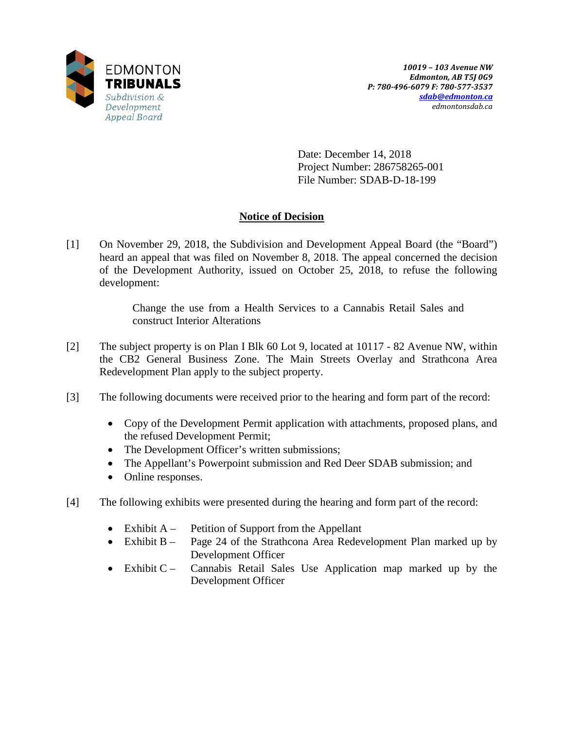EDMONTON
**TRIBUNALS**
*Subdivision & Development Appeal Board*

*10019 – 103 Avenue NW*
*Edmonton, AB T5J 0G9*
*P: 780-496-6079 F: 780-577-3537*
*sdab@edmonton.ca*
*edmontonsdab.ca*

Date: December 14, 2018
Project Number: 286758265-001
File Number: SDAB-D-18-199

## Notice of Decision

[1] On November 29, 2018, the Subdivision and Development Appeal Board (the "Board") heard an appeal that was filed on November 8, 2018. The appeal concerned the decision of the Development Authority, issued on October 25, 2018, to refuse the following development:

> Change the use from a Health Services to a Cannabis Retail Sales and construct Interior Alterations

[2] The subject property is on Plan I Blk 60 Lot 9, located at 10117 - 82 Avenue NW, within the CB2 General Business Zone. The Main Streets Overlay and Strathcona Area Redevelopment Plan apply to the subject property.

[3] The following documents were received prior to the hearing and form part of the record:

- Copy of the Development Permit application with attachments, proposed plans, and the refused Development Permit;
- The Development Officer's written submissions;
- The Appellant's Powerpoint submission and Red Deer SDAB submission; and
- Online responses.

[4] The following exhibits were presented during the hearing and form part of the record:

- Exhibit A – Petition of Support from the Appellant
- Exhibit B – Page 24 of the Strathcona Area Redevelopment Plan marked up by Development Officer
- Exhibit C – Cannabis Retail Sales Use Application map marked up by the Development Officer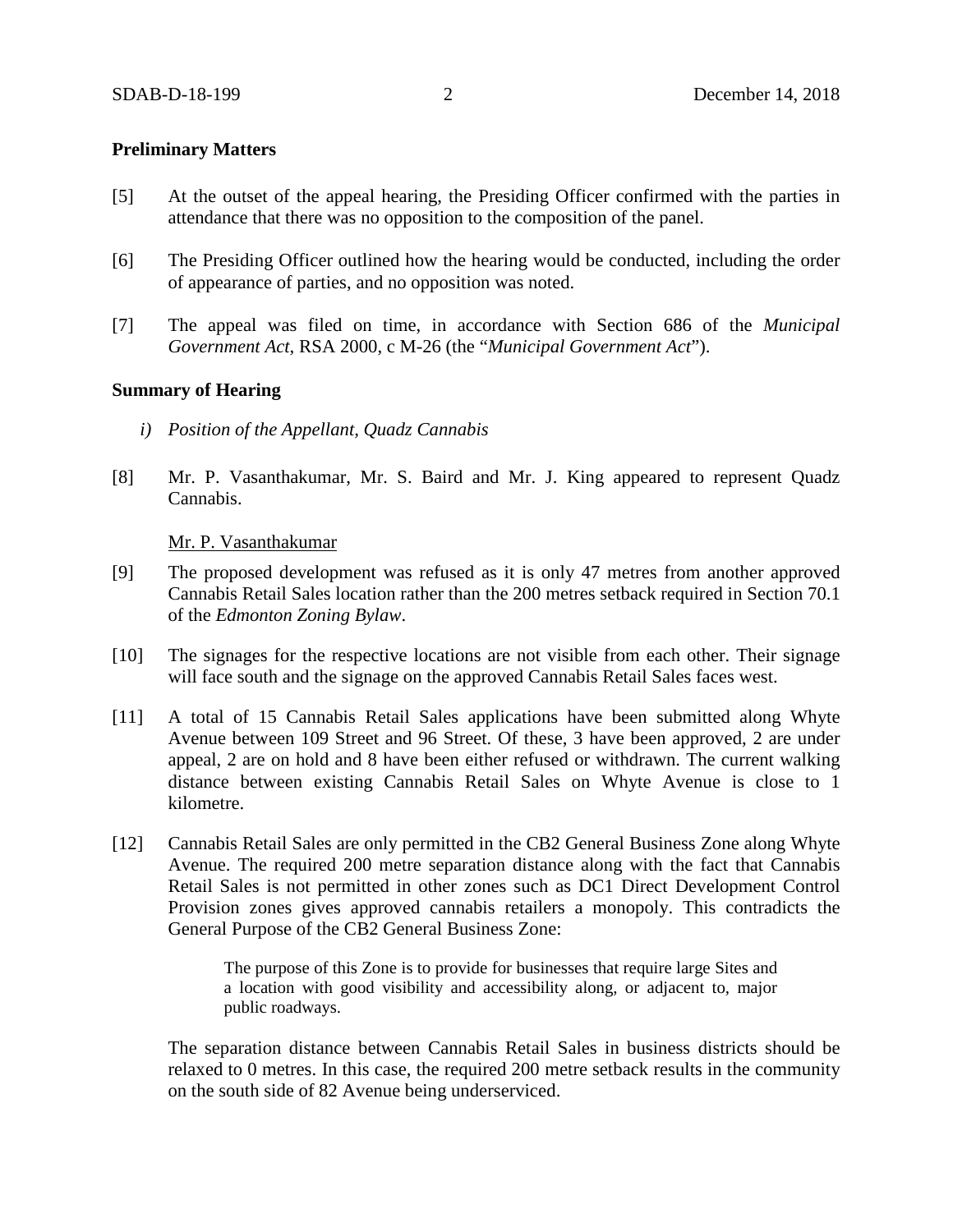**Preliminary Matters**

[5] At the outset of the appeal hearing, the Presiding Officer confirmed with the parties in attendance that there was no opposition to the composition of the panel.

[6] The Presiding Officer outlined how the hearing would be conducted, including the order of appearance of parties, and no opposition was noted.

[7] The appeal was filed on time, in accordance with Section 686 of the *Municipal Government Act*, RSA 2000, c M-26 (the "*Municipal Government Act*").

**Summary of Hearing**

*i) Position of the Appellant, Quadz Cannabis*

[8] Mr. P. Vasanthakumar, Mr. S. Baird and Mr. J. King appeared to represent Quadz Cannabis.

Mr. P. Vasanthakumar

[9] The proposed development was refused as it is only 47 metres from another approved Cannabis Retail Sales location rather than the 200 metres setback required in Section 70.1 of the *Edmonton Zoning Bylaw*.

[10] The signages for the respective locations are not visible from each other. Their signage will face south and the signage on the approved Cannabis Retail Sales faces west.

[11] A total of 15 Cannabis Retail Sales applications have been submitted along Whyte Avenue between 109 Street and 96 Street. Of these, 3 have been approved, 2 are under appeal, 2 are on hold and 8 have been either refused or withdrawn. The current walking distance between existing Cannabis Retail Sales on Whyte Avenue is close to 1 kilometre.

[12] Cannabis Retail Sales are only permitted in the CB2 General Business Zone along Whyte Avenue. The required 200 metre separation distance along with the fact that Cannabis Retail Sales is not permitted in other zones such as DC1 Direct Development Control Provision zones gives approved cannabis retailers a monopoly. This contradicts the General Purpose of the CB2 General Business Zone:

> The purpose of this Zone is to provide for businesses that require large Sites and a location with good visibility and accessibility along, or adjacent to, major public roadways.

The separation distance between Cannabis Retail Sales in business districts should be relaxed to 0 metres. In this case, the required 200 metre setback results in the community on the south side of 82 Avenue being underserviced.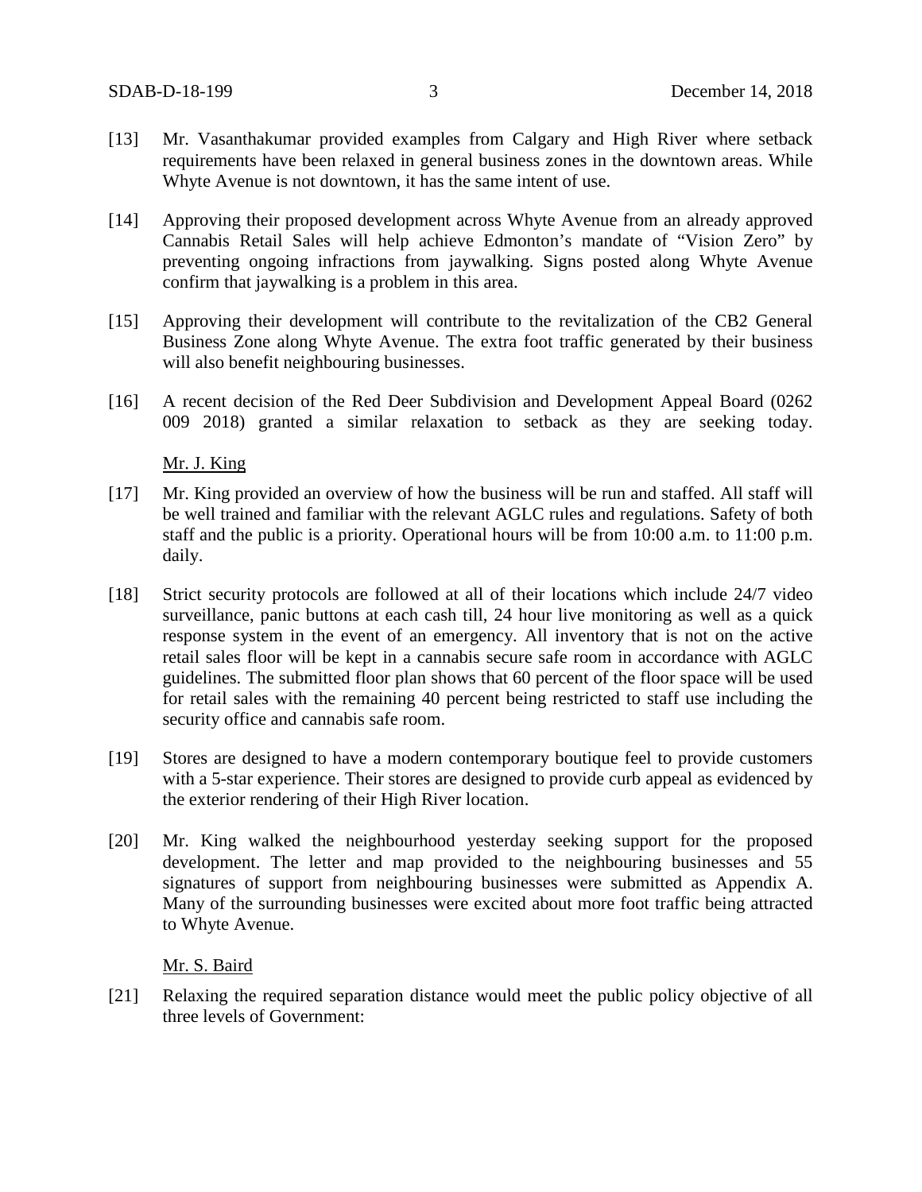[13] Mr. Vasanthakumar provided examples from Calgary and High River where setback requirements have been relaxed in general business zones in the downtown areas. While Whyte Avenue is not downtown, it has the same intent of use.

[14] Approving their proposed development across Whyte Avenue from an already approved Cannabis Retail Sales will help achieve Edmonton's mandate of "Vision Zero" by preventing ongoing infractions from jaywalking. Signs posted along Whyte Avenue confirm that jaywalking is a problem in this area.

[15] Approving their development will contribute to the revitalization of the CB2 General Business Zone along Whyte Avenue. The extra foot traffic generated by their business will also benefit neighbouring businesses.

[16] A recent decision of the Red Deer Subdivision and Development Appeal Board (0262 009 2018) granted a similar relaxation to setback as they are seeking today.

Mr. J. King

[17] Mr. King provided an overview of how the business will be run and staffed. All staff will be well trained and familiar with the relevant AGLC rules and regulations. Safety of both staff and the public is a priority. Operational hours will be from 10:00 a.m. to 11:00 p.m. daily.

[18] Strict security protocols are followed at all of their locations which include 24/7 video surveillance, panic buttons at each cash till, 24 hour live monitoring as well as a quick response system in the event of an emergency. All inventory that is not on the active retail sales floor will be kept in a cannabis secure safe room in accordance with AGLC guidelines. The submitted floor plan shows that 60 percent of the floor space will be used for retail sales with the remaining 40 percent being restricted to staff use including the security office and cannabis safe room.

[19] Stores are designed to have a modern contemporary boutique feel to provide customers with a 5-star experience. Their stores are designed to provide curb appeal as evidenced by the exterior rendering of their High River location.

[20] Mr. King walked the neighbourhood yesterday seeking support for the proposed development. The letter and map provided to the neighbouring businesses and 55 signatures of support from neighbouring businesses were submitted as Appendix A. Many of the surrounding businesses were excited about more foot traffic being attracted to Whyte Avenue.

Mr. S. Baird

[21] Relaxing the required separation distance would meet the public policy objective of all three levels of Government: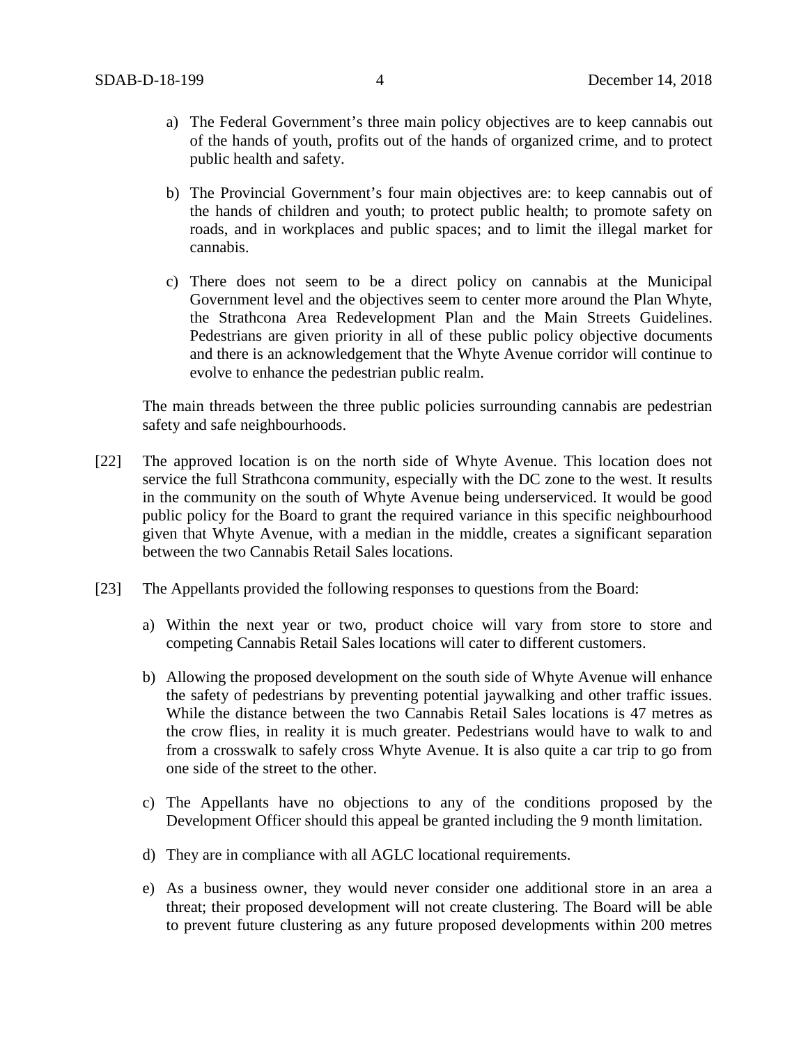a) The Federal Government's three main policy objectives are to keep cannabis out of the hands of youth, profits out of the hands of organized crime, and to protect public health and safety.

b) The Provincial Government's four main objectives are: to keep cannabis out of the hands of children and youth; to protect public health; to promote safety on roads, and in workplaces and public spaces; and to limit the illegal market for cannabis.

c) There does not seem to be a direct policy on cannabis at the Municipal Government level and the objectives seem to center more around the Plan Whyte, the Strathcona Area Redevelopment Plan and the Main Streets Guidelines. Pedestrians are given priority in all of these public policy objective documents and there is an acknowledgement that the Whyte Avenue corridor will continue to evolve to enhance the pedestrian public realm.

The main threads between the three public policies surrounding cannabis are pedestrian safety and safe neighbourhoods.

[22] The approved location is on the north side of Whyte Avenue. This location does not service the full Strathcona community, especially with the DC zone to the west. It results in the community on the south of Whyte Avenue being underserviced. It would be good public policy for the Board to grant the required variance in this specific neighbourhood given that Whyte Avenue, with a median in the middle, creates a significant separation between the two Cannabis Retail Sales locations.

[23] The Appellants provided the following responses to questions from the Board:

a) Within the next year or two, product choice will vary from store to store and competing Cannabis Retail Sales locations will cater to different customers.

b) Allowing the proposed development on the south side of Whyte Avenue will enhance the safety of pedestrians by preventing potential jaywalking and other traffic issues. While the distance between the two Cannabis Retail Sales locations is 47 metres as the crow flies, in reality it is much greater. Pedestrians would have to walk to and from a crosswalk to safely cross Whyte Avenue. It is also quite a car trip to go from one side of the street to the other.

c) The Appellants have no objections to any of the conditions proposed by the Development Officer should this appeal be granted including the 9 month limitation.

d) They are in compliance with all AGLC locational requirements.

e) As a business owner, they would never consider one additional store in an area a threat; their proposed development will not create clustering. The Board will be able to prevent future clustering as any future proposed developments within 200 metres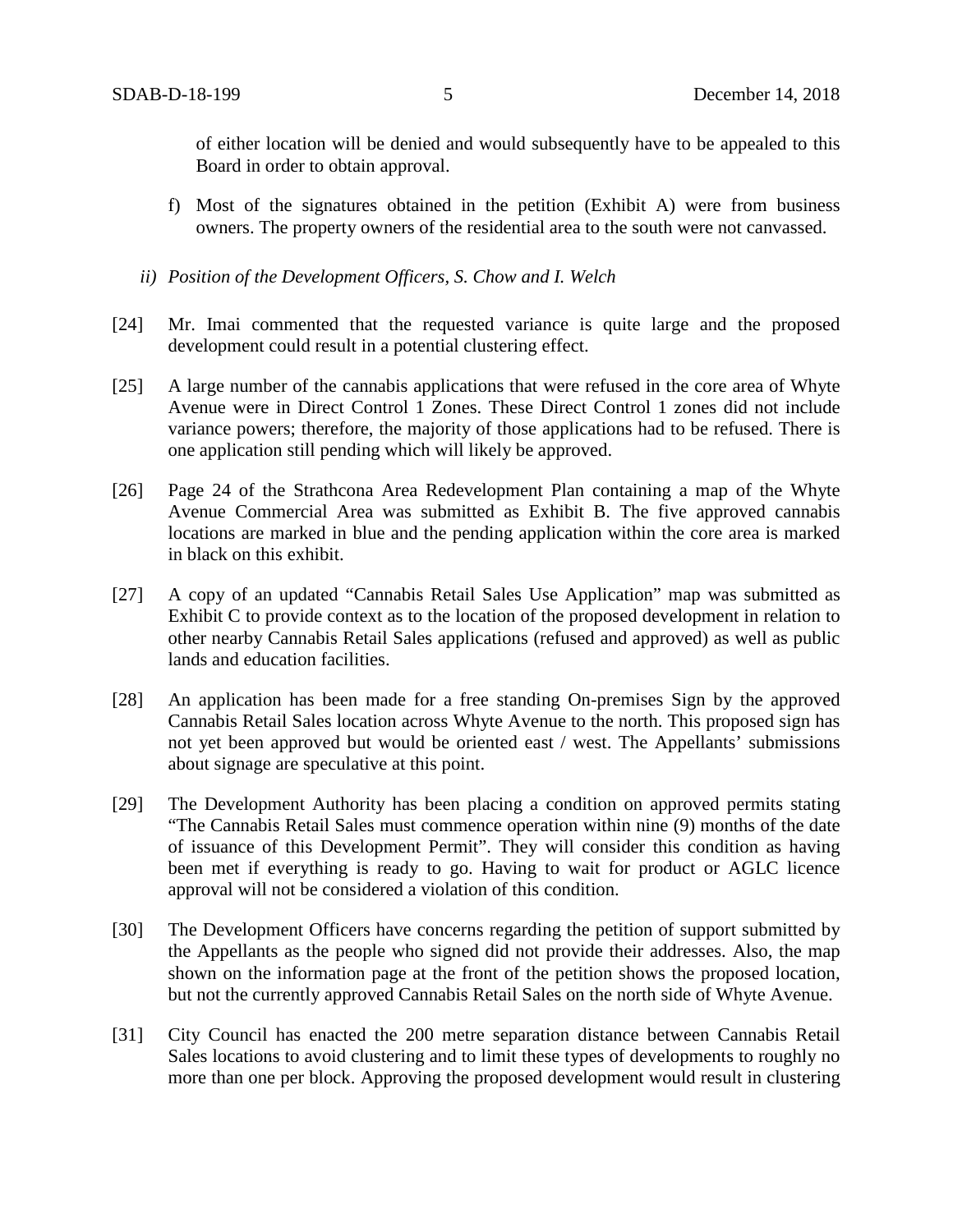of either location will be denied and would subsequently have to be appealed to this Board in order to obtain approval.

f) Most of the signatures obtained in the petition (Exhibit A) were from business owners. The property owners of the residential area to the south were not canvassed.

*ii) Position of the Development Officers, S. Chow and I. Welch*

[24] Mr. Imai commented that the requested variance is quite large and the proposed development could result in a potential clustering effect.

[25] A large number of the cannabis applications that were refused in the core area of Whyte Avenue were in Direct Control 1 Zones. These Direct Control 1 zones did not include variance powers; therefore, the majority of those applications had to be refused. There is one application still pending which will likely be approved.

[26] Page 24 of the Strathcona Area Redevelopment Plan containing a map of the Whyte Avenue Commercial Area was submitted as Exhibit B. The five approved cannabis locations are marked in blue and the pending application within the core area is marked in black on this exhibit.

[27] A copy of an updated "Cannabis Retail Sales Use Application" map was submitted as Exhibit C to provide context as to the location of the proposed development in relation to other nearby Cannabis Retail Sales applications (refused and approved) as well as public lands and education facilities.

[28] An application has been made for a free standing On-premises Sign by the approved Cannabis Retail Sales location across Whyte Avenue to the north. This proposed sign has not yet been approved but would be oriented east / west. The Appellants' submissions about signage are speculative at this point.

[29] The Development Authority has been placing a condition on approved permits stating "The Cannabis Retail Sales must commence operation within nine (9) months of the date of issuance of this Development Permit". They will consider this condition as having been met if everything is ready to go. Having to wait for product or AGLC licence approval will not be considered a violation of this condition.

[30] The Development Officers have concerns regarding the petition of support submitted by the Appellants as the people who signed did not provide their addresses. Also, the map shown on the information page at the front of the petition shows the proposed location, but not the currently approved Cannabis Retail Sales on the north side of Whyte Avenue.

[31] City Council has enacted the 200 metre separation distance between Cannabis Retail Sales locations to avoid clustering and to limit these types of developments to roughly no more than one per block. Approving the proposed development would result in clustering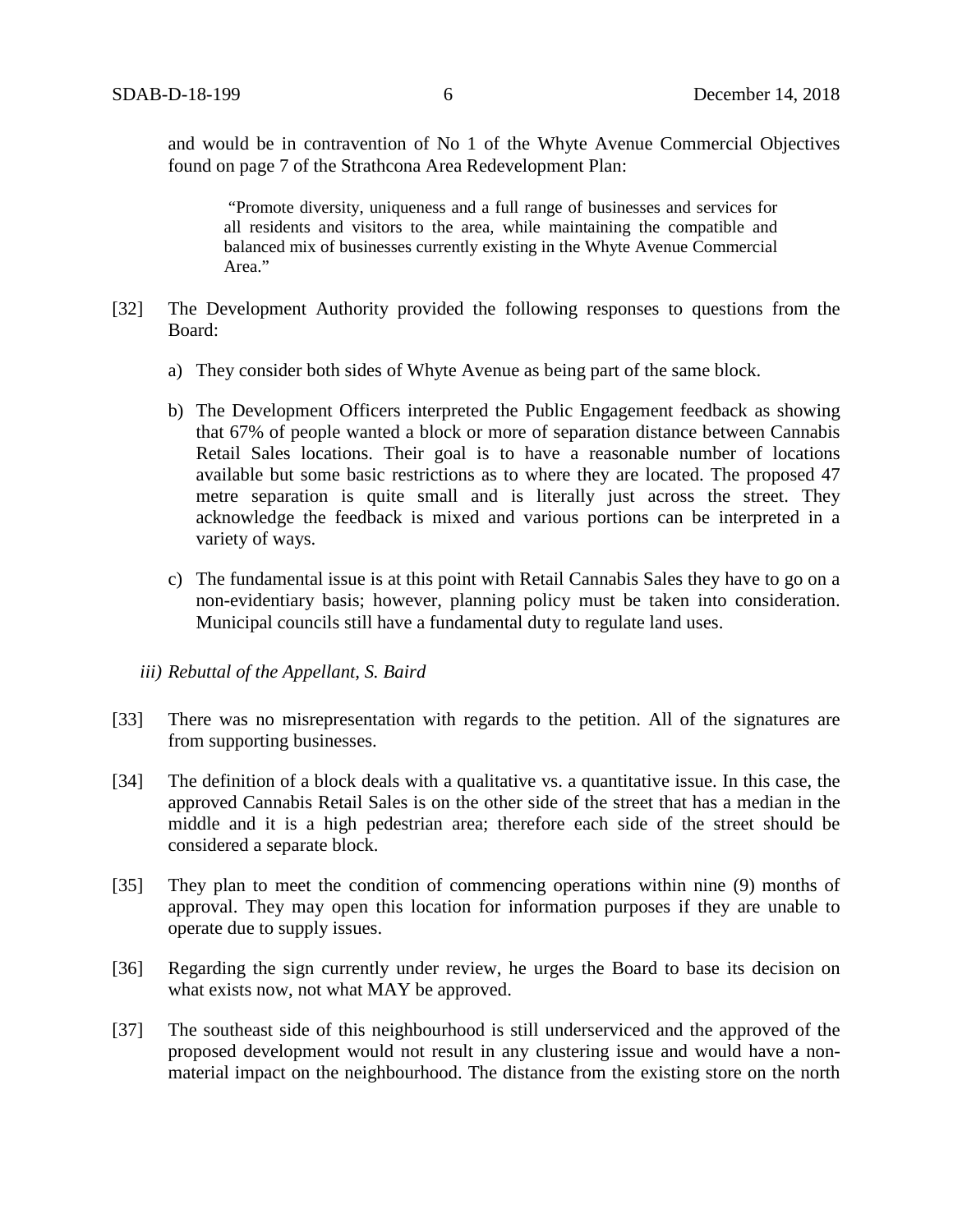and would be in contravention of No 1 of the Whyte Avenue Commercial Objectives found on page 7 of the Strathcona Area Redevelopment Plan:

> "Promote diversity, uniqueness and a full range of businesses and services for all residents and visitors to the area, while maintaining the compatible and balanced mix of businesses currently existing in the Whyte Avenue Commercial Area."

[32] The Development Authority provided the following responses to questions from the Board:

a) They consider both sides of Whyte Avenue as being part of the same block.

b) The Development Officers interpreted the Public Engagement feedback as showing that 67% of people wanted a block or more of separation distance between Cannabis Retail Sales locations. Their goal is to have a reasonable number of locations available but some basic restrictions as to where they are located. The proposed 47 metre separation is quite small and is literally just across the street. They acknowledge the feedback is mixed and various portions can be interpreted in a variety of ways.

c) The fundamental issue is at this point with Retail Cannabis Sales they have to go on a non-evidentiary basis; however, planning policy must be taken into consideration. Municipal councils still have a fundamental duty to regulate land uses.

*iii) Rebuttal of the Appellant, S. Baird*

[33] There was no misrepresentation with regards to the petition. All of the signatures are from supporting businesses.

[34] The definition of a block deals with a qualitative vs. a quantitative issue. In this case, the approved Cannabis Retail Sales is on the other side of the street that has a median in the middle and it is a high pedestrian area; therefore each side of the street should be considered a separate block.

[35] They plan to meet the condition of commencing operations within nine (9) months of approval. They may open this location for information purposes if they are unable to operate due to supply issues.

[36] Regarding the sign currently under review, he urges the Board to base its decision on what exists now, not what MAY be approved.

[37] The southeast side of this neighbourhood is still underserviced and the approved of the proposed development would not result in any clustering issue and would have a non-material impact on the neighbourhood. The distance from the existing store on the north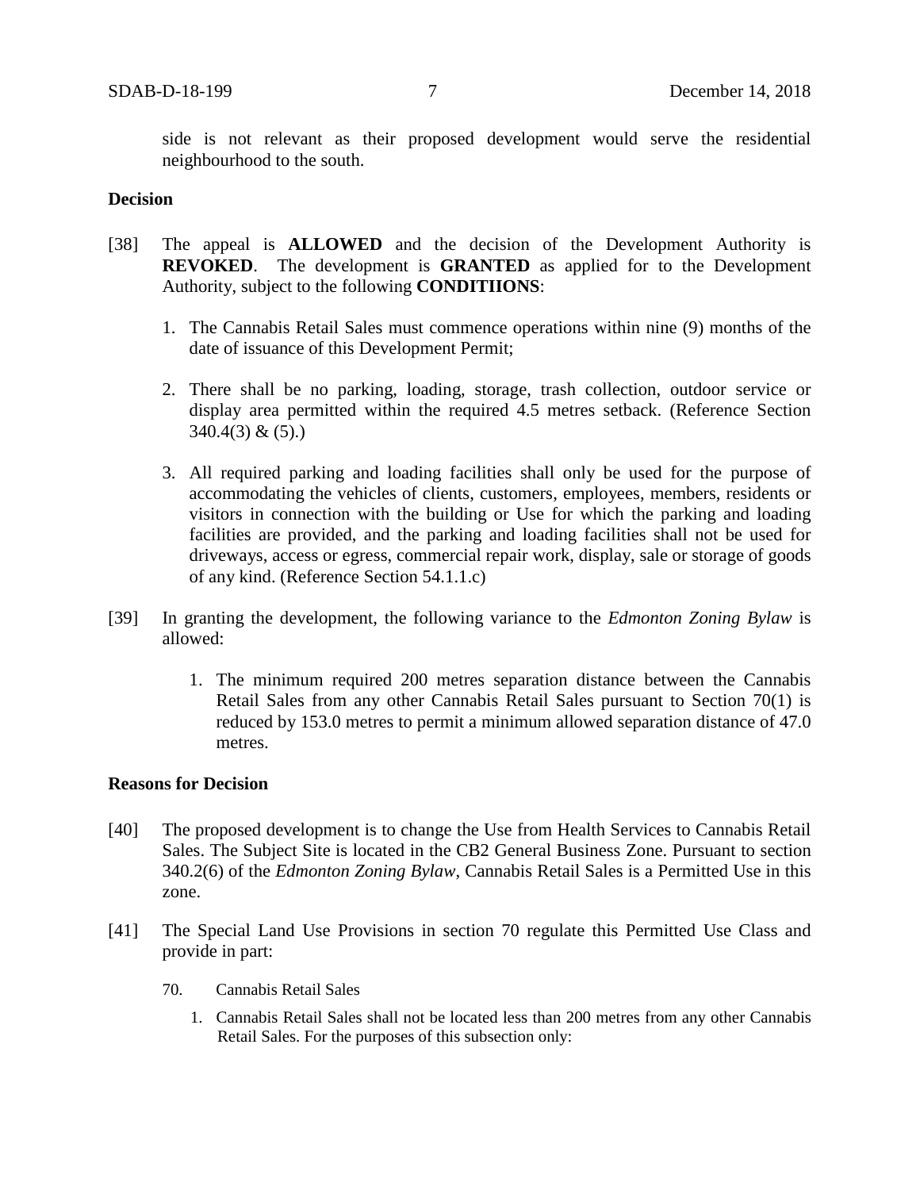side is not relevant as their proposed development would serve the residential neighbourhood to the south.

**Decision**

[38] The appeal is **ALLOWED** and the decision of the Development Authority is **REVOKED**. The development is **GRANTED** as applied for to the Development Authority, subject to the following **CONDITIIONS**:

1. The Cannabis Retail Sales must commence operations within nine (9) months of the date of issuance of this Development Permit;

2. There shall be no parking, loading, storage, trash collection, outdoor service or display area permitted within the required 4.5 metres setback. (Reference Section 340.4(3) & (5).)

3. All required parking and loading facilities shall only be used for the purpose of accommodating the vehicles of clients, customers, employees, members, residents or visitors in connection with the building or Use for which the parking and loading facilities are provided, and the parking and loading facilities shall not be used for driveways, access or egress, commercial repair work, display, sale or storage of goods of any kind. (Reference Section 54.1.1.c)

[39] In granting the development, the following variance to the *Edmonton Zoning Bylaw* is allowed:

1. The minimum required 200 metres separation distance between the Cannabis Retail Sales from any other Cannabis Retail Sales pursuant to Section 70(1) is reduced by 153.0 metres to permit a minimum allowed separation distance of 47.0 metres.

**Reasons for Decision**

[40] The proposed development is to change the Use from Health Services to Cannabis Retail Sales. The Subject Site is located in the CB2 General Business Zone. Pursuant to section 340.2(6) of the *Edmonton Zoning Bylaw*, Cannabis Retail Sales is a Permitted Use in this zone.

[41] The Special Land Use Provisions in section 70 regulate this Permitted Use Class and provide in part:

70. Cannabis Retail Sales

1. Cannabis Retail Sales shall not be located less than 200 metres from any other Cannabis Retail Sales. For the purposes of this subsection only: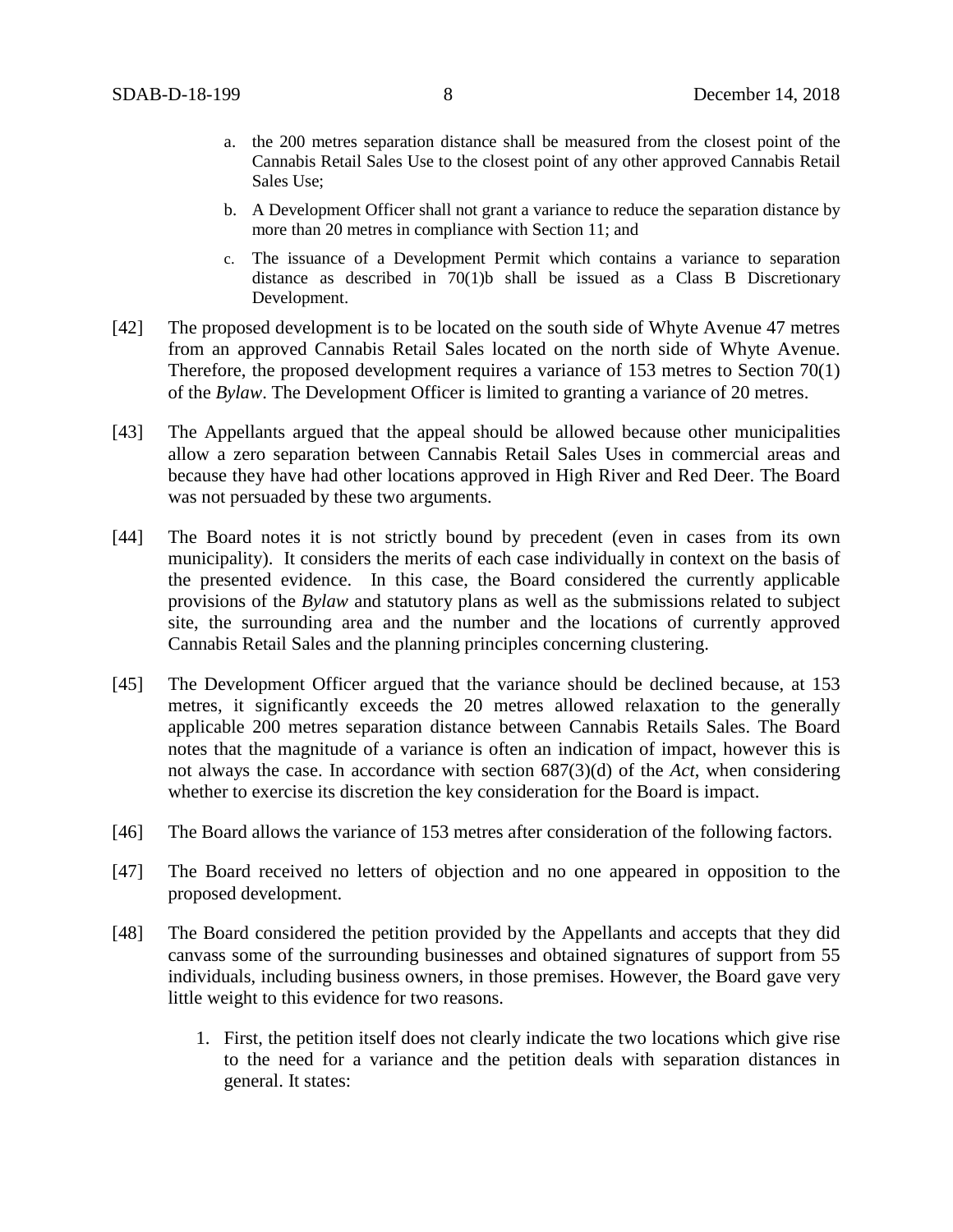a. the 200 metres separation distance shall be measured from the closest point of the Cannabis Retail Sales Use to the closest point of any other approved Cannabis Retail Sales Use;

b. A Development Officer shall not grant a variance to reduce the separation distance by more than 20 metres in compliance with Section 11; and

c. The issuance of a Development Permit which contains a variance to separation distance as described in 70(1)b shall be issued as a Class B Discretionary Development.

[42] The proposed development is to be located on the south side of Whyte Avenue 47 metres from an approved Cannabis Retail Sales located on the north side of Whyte Avenue. Therefore, the proposed development requires a variance of 153 metres to Section 70(1) of the *Bylaw*. The Development Officer is limited to granting a variance of 20 metres.

[43] The Appellants argued that the appeal should be allowed because other municipalities allow a zero separation between Cannabis Retail Sales Uses in commercial areas and because they have had other locations approved in High River and Red Deer. The Board was not persuaded by these two arguments.

[44] The Board notes it is not strictly bound by precedent (even in cases from its own municipality). It considers the merits of each case individually in context on the basis of the presented evidence. In this case, the Board considered the currently applicable provisions of the *Bylaw* and statutory plans as well as the submissions related to subject site, the surrounding area and the number and the locations of currently approved Cannabis Retail Sales and the planning principles concerning clustering.

[45] The Development Officer argued that the variance should be declined because, at 153 metres, it significantly exceeds the 20 metres allowed relaxation to the generally applicable 200 metres separation distance between Cannabis Retails Sales. The Board notes that the magnitude of a variance is often an indication of impact, however this is not always the case. In accordance with section 687(3)(d) of the *Act*, when considering whether to exercise its discretion the key consideration for the Board is impact.

[46] The Board allows the variance of 153 metres after consideration of the following factors.

[47] The Board received no letters of objection and no one appeared in opposition to the proposed development.

[48] The Board considered the petition provided by the Appellants and accepts that they did canvass some of the surrounding businesses and obtained signatures of support from 55 individuals, including business owners, in those premises. However, the Board gave very little weight to this evidence for two reasons.

1. First, the petition itself does not clearly indicate the two locations which give rise to the need for a variance and the petition deals with separation distances in general. It states: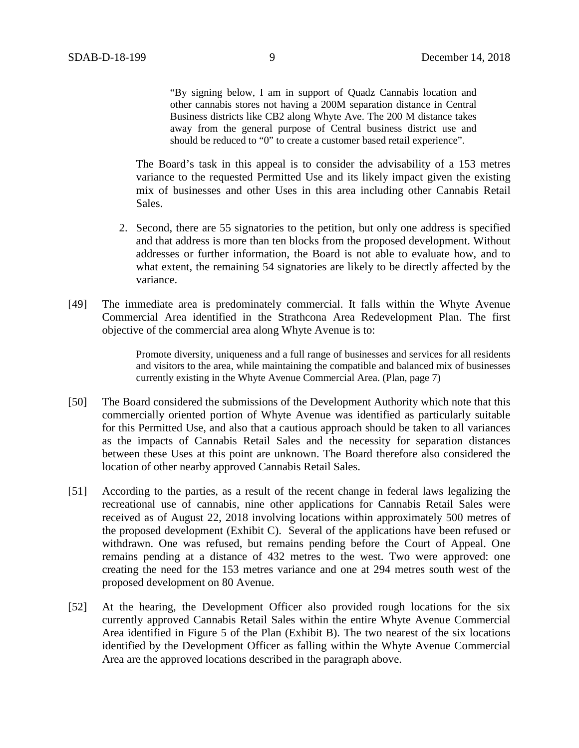> "By signing below, I am in support of Quadz Cannabis location and other cannabis stores not having a 200M separation distance in Central Business districts like CB2 along Whyte Ave. The 200 M distance takes away from the general purpose of Central business district use and should be reduced to "0" to create a customer based retail experience".

The Board's task in this appeal is to consider the advisability of a 153 metres variance to the requested Permitted Use and its likely impact given the existing mix of businesses and other Uses in this area including other Cannabis Retail Sales.

2. Second, there are 55 signatories to the petition, but only one address is specified and that address is more than ten blocks from the proposed development. Without addresses or further information, the Board is not able to evaluate how, and to what extent, the remaining 54 signatories are likely to be directly affected by the variance.

[49] The immediate area is predominately commercial. It falls within the Whyte Avenue Commercial Area identified in the Strathcona Area Redevelopment Plan. The first objective of the commercial area along Whyte Avenue is to:

> Promote diversity, uniqueness and a full range of businesses and services for all residents and visitors to the area, while maintaining the compatible and balanced mix of businesses currently existing in the Whyte Avenue Commercial Area. (Plan, page 7)

[50] The Board considered the submissions of the Development Authority which note that this commercially oriented portion of Whyte Avenue was identified as particularly suitable for this Permitted Use, and also that a cautious approach should be taken to all variances as the impacts of Cannabis Retail Sales and the necessity for separation distances between these Uses at this point are unknown. The Board therefore also considered the location of other nearby approved Cannabis Retail Sales.

[51] According to the parties, as a result of the recent change in federal laws legalizing the recreational use of cannabis, nine other applications for Cannabis Retail Sales were received as of August 22, 2018 involving locations within approximately 500 metres of the proposed development (Exhibit C). Several of the applications have been refused or withdrawn. One was refused, but remains pending before the Court of Appeal. One remains pending at a distance of 432 metres to the west. Two were approved: one creating the need for the 153 metres variance and one at 294 metres south west of the proposed development on 80 Avenue.

[52] At the hearing, the Development Officer also provided rough locations for the six currently approved Cannabis Retail Sales within the entire Whyte Avenue Commercial Area identified in Figure 5 of the Plan (Exhibit B). The two nearest of the six locations identified by the Development Officer as falling within the Whyte Avenue Commercial Area are the approved locations described in the paragraph above.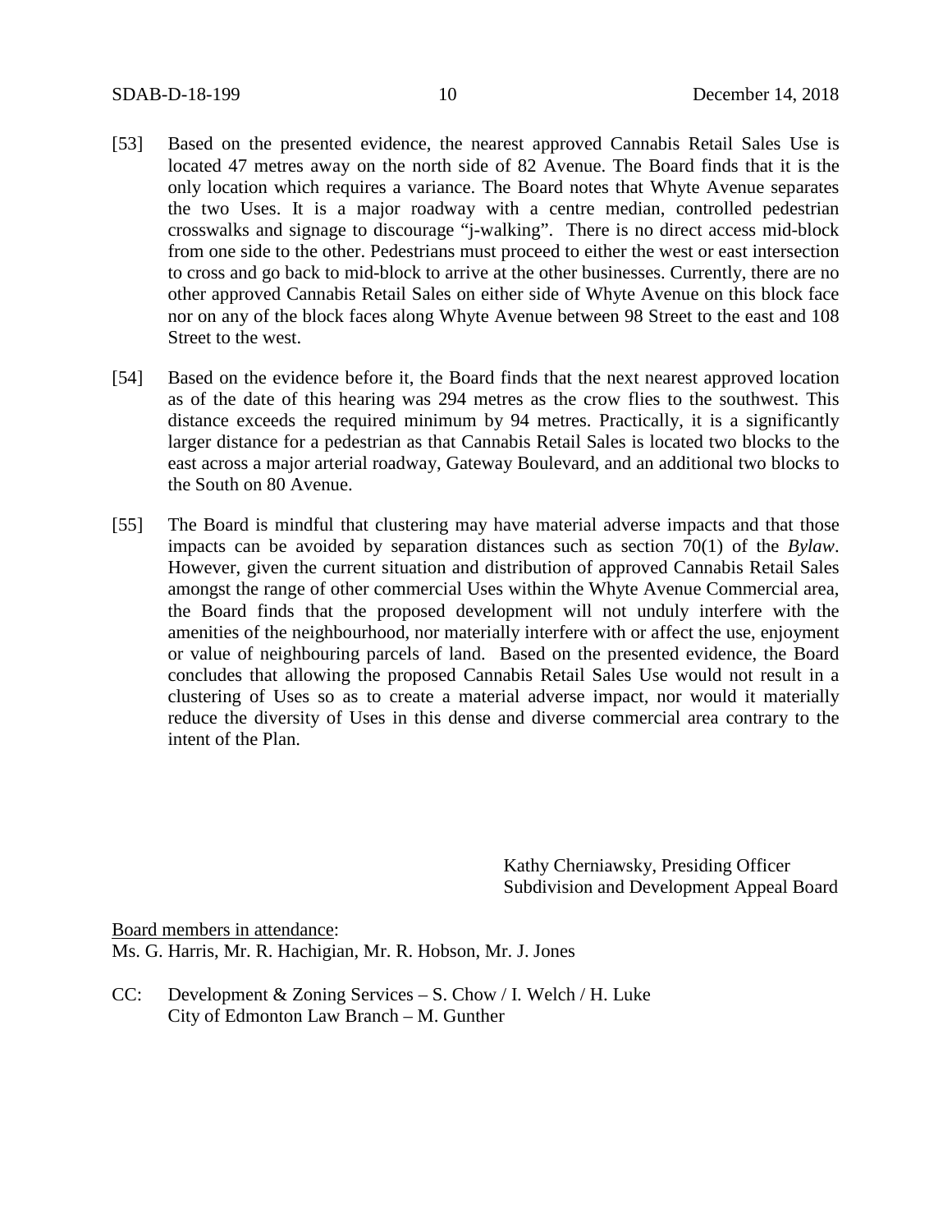[53] Based on the presented evidence, the nearest approved Cannabis Retail Sales Use is located 47 metres away on the north side of 82 Avenue. The Board finds that it is the only location which requires a variance. The Board notes that Whyte Avenue separates the two Uses. It is a major roadway with a centre median, controlled pedestrian crosswalks and signage to discourage "j-walking". There is no direct access mid-block from one side to the other. Pedestrians must proceed to either the west or east intersection to cross and go back to mid-block to arrive at the other businesses. Currently, there are no other approved Cannabis Retail Sales on either side of Whyte Avenue on this block face nor on any of the block faces along Whyte Avenue between 98 Street to the east and 108 Street to the west.

[54] Based on the evidence before it, the Board finds that the next nearest approved location as of the date of this hearing was 294 metres as the crow flies to the southwest. This distance exceeds the required minimum by 94 metres. Practically, it is a significantly larger distance for a pedestrian as that Cannabis Retail Sales is located two blocks to the east across a major arterial roadway, Gateway Boulevard, and an additional two blocks to the South on 80 Avenue.

[55] The Board is mindful that clustering may have material adverse impacts and that those impacts can be avoided by separation distances such as section 70(1) of the *Bylaw*. However, given the current situation and distribution of approved Cannabis Retail Sales amongst the range of other commercial Uses within the Whyte Avenue Commercial area, the Board finds that the proposed development will not unduly interfere with the amenities of the neighbourhood, nor materially interfere with or affect the use, enjoyment or value of neighbouring parcels of land. Based on the presented evidence, the Board concludes that allowing the proposed Cannabis Retail Sales Use would not result in a clustering of Uses so as to create a material adverse impact, nor would it materially reduce the diversity of Uses in this dense and diverse commercial area contrary to the intent of the Plan.

Kathy Cherniawsky, Presiding Officer
Subdivision and Development Appeal Board

Board members in attendance:
Ms. G. Harris, Mr. R. Hachigian, Mr. R. Hobson, Mr. J. Jones

CC: Development & Zoning Services – S. Chow / I. Welch / H. Luke
City of Edmonton Law Branch – M. Gunther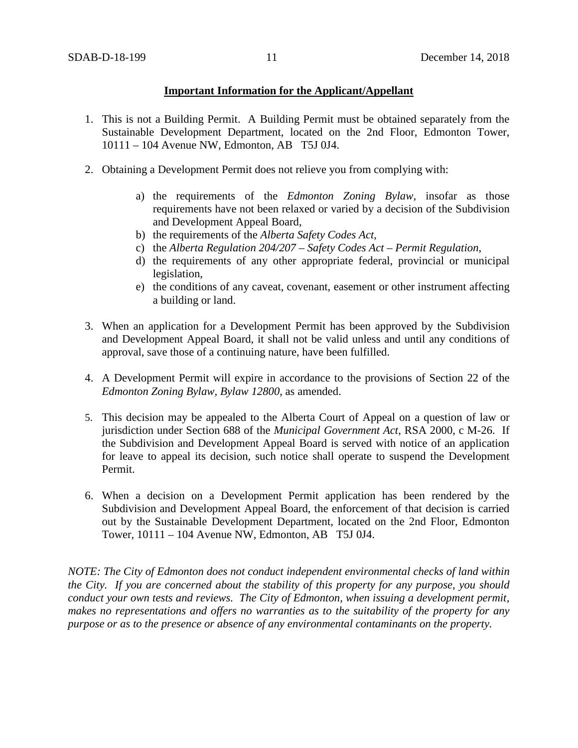**Important Information for the Applicant/Appellant**

1. This is not a Building Permit. A Building Permit must be obtained separately from the Sustainable Development Department, located on the 2nd Floor, Edmonton Tower, 10111 – 104 Avenue NW, Edmonton, AB T5J 0J4.

2. Obtaining a Development Permit does not relieve you from complying with:

    a) the requirements of the *Edmonton Zoning Bylaw*, insofar as those requirements have not been relaxed or varied by a decision of the Subdivision and Development Appeal Board,
    b) the requirements of the *Alberta Safety Codes Act*,
    c) the *Alberta Regulation 204/207 – Safety Codes Act – Permit Regulation*,
    d) the requirements of any other appropriate federal, provincial or municipal legislation,
    e) the conditions of any caveat, covenant, easement or other instrument affecting a building or land.

3. When an application for a Development Permit has been approved by the Subdivision and Development Appeal Board, it shall not be valid unless and until any conditions of approval, save those of a continuing nature, have been fulfilled.

4. A Development Permit will expire in accordance to the provisions of Section 22 of the *Edmonton Zoning Bylaw, Bylaw 12800*, as amended.

5. This decision may be appealed to the Alberta Court of Appeal on a question of law or jurisdiction under Section 688 of the *Municipal Government Act*, RSA 2000, c M-26. If the Subdivision and Development Appeal Board is served with notice of an application for leave to appeal its decision, such notice shall operate to suspend the Development Permit.

6. When a decision on a Development Permit application has been rendered by the Subdivision and Development Appeal Board, the enforcement of that decision is carried out by the Sustainable Development Department, located on the 2nd Floor, Edmonton Tower, 10111 – 104 Avenue NW, Edmonton, AB T5J 0J4.

*NOTE: The City of Edmonton does not conduct independent environmental checks of land within the City. If you are concerned about the stability of this property for any purpose, you should conduct your own tests and reviews. The City of Edmonton, when issuing a development permit, makes no representations and offers no warranties as to the suitability of the property for any purpose or as to the presence or absence of any environmental contaminants on the property.*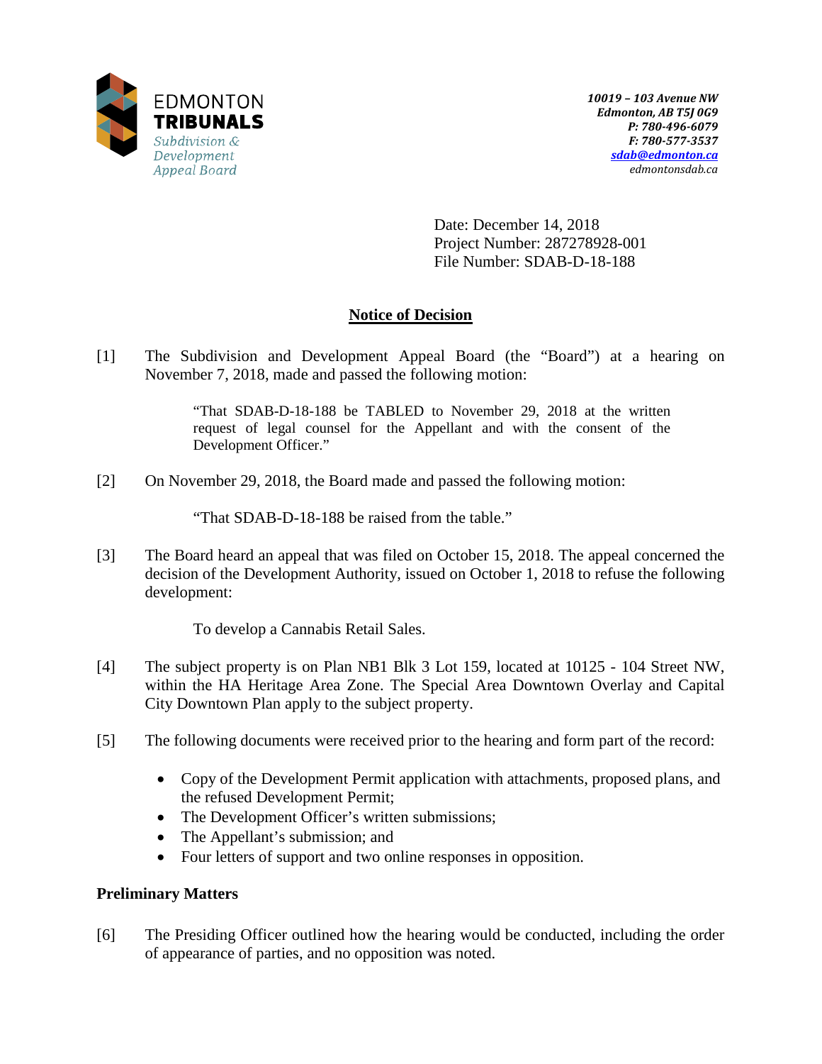EDMONTON
**TRIBUNALS**
*Subdivision & Development Appeal Board*

*10019 – 103 Avenue NW*
*Edmonton, AB T5J 0G9*
*P: 780-496-6079*
*F: 780-577-3537*
*sdab@edmonton.ca*
*edmontonsdab.ca*

Date: December 14, 2018
Project Number: 287278928-001
File Number: SDAB-D-18-188

## Notice of Decision

[1] The Subdivision and Development Appeal Board (the "Board") at a hearing on November 7, 2018, made and passed the following motion:

> "That SDAB-D-18-188 be TABLED to November 29, 2018 at the written request of legal counsel for the Appellant and with the consent of the Development Officer."

[2] On November 29, 2018, the Board made and passed the following motion:

> "That SDAB-D-18-188 be raised from the table."

[3] The Board heard an appeal that was filed on October 15, 2018. The appeal concerned the decision of the Development Authority, issued on October 1, 2018 to refuse the following development:

> To develop a Cannabis Retail Sales.

[4] The subject property is on Plan NB1 Blk 3 Lot 159, located at 10125 - 104 Street NW, within the HA Heritage Area Zone. The Special Area Downtown Overlay and Capital City Downtown Plan apply to the subject property.

[5] The following documents were received prior to the hearing and form part of the record:

- Copy of the Development Permit application with attachments, proposed plans, and the refused Development Permit;
- The Development Officer's written submissions;
- The Appellant's submission; and
- Four letters of support and two online responses in opposition.

### Preliminary Matters

[6] The Presiding Officer outlined how the hearing would be conducted, including the order of appearance of parties, and no opposition was noted.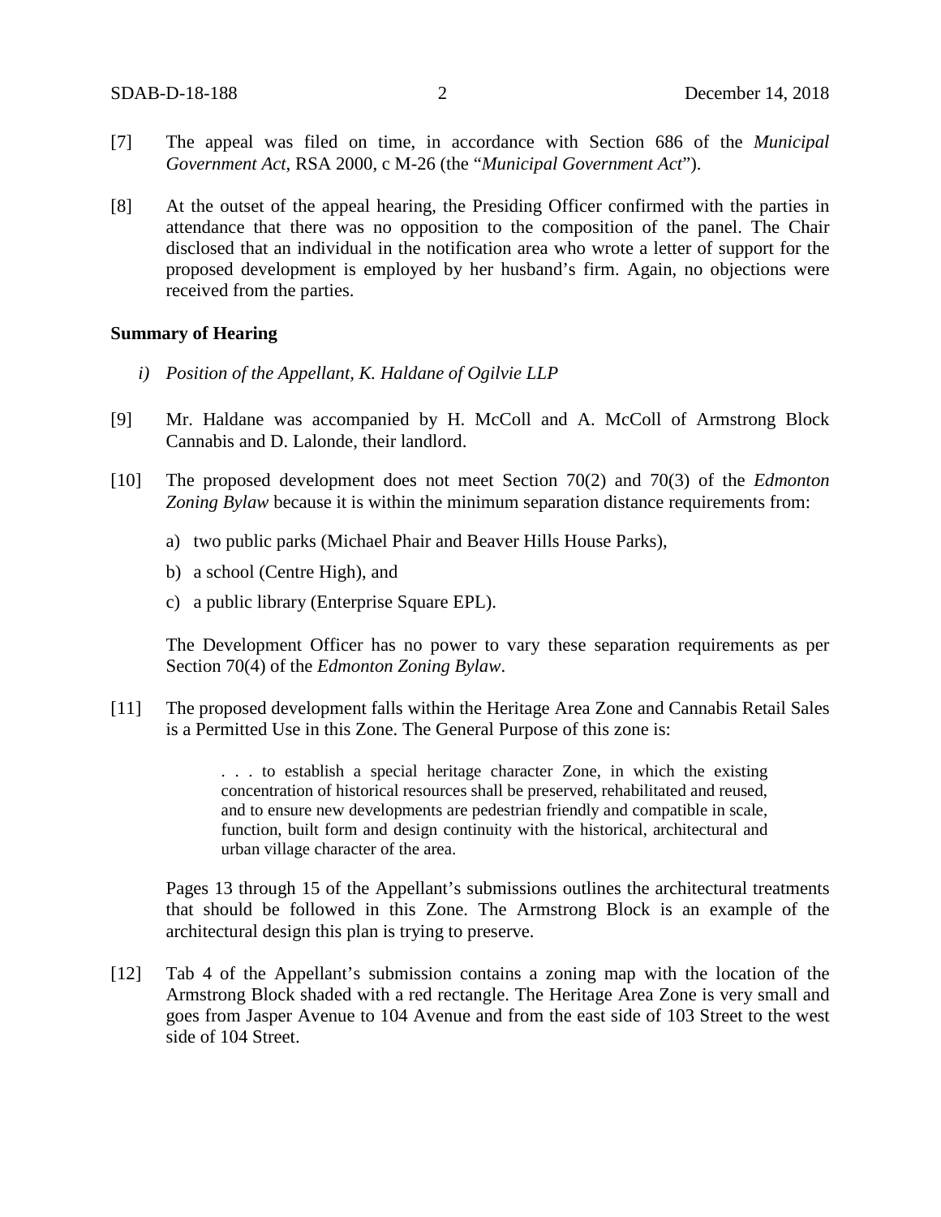[7] The appeal was filed on time, in accordance with Section 686 of the *Municipal Government Act*, RSA 2000, c M-26 (the "*Municipal Government Act*").

[8] At the outset of the appeal hearing, the Presiding Officer confirmed with the parties in attendance that there was no opposition to the composition of the panel. The Chair disclosed that an individual in the notification area who wrote a letter of support for the proposed development is employed by her husband's firm. Again, no objections were received from the parties.

**Summary of Hearing**

*i) Position of the Appellant, K. Haldane of Ogilvie LLP*

[9] Mr. Haldane was accompanied by H. McColl and A. McColl of Armstrong Block Cannabis and D. Lalonde, their landlord.

[10] The proposed development does not meet Section 70(2) and 70(3) of the *Edmonton Zoning Bylaw* because it is within the minimum separation distance requirements from:

a) two public parks (Michael Phair and Beaver Hills House Parks),

b) a school (Centre High), and

c) a public library (Enterprise Square EPL).

The Development Officer has no power to vary these separation requirements as per Section 70(4) of the *Edmonton Zoning Bylaw*.

[11] The proposed development falls within the Heritage Area Zone and Cannabis Retail Sales is a Permitted Use in this Zone. The General Purpose of this zone is:

> . . . to establish a special heritage character Zone, in which the existing concentration of historical resources shall be preserved, rehabilitated and reused, and to ensure new developments are pedestrian friendly and compatible in scale, function, built form and design continuity with the historical, architectural and urban village character of the area.

Pages 13 through 15 of the Appellant's submissions outlines the architectural treatments that should be followed in this Zone. The Armstrong Block is an example of the architectural design this plan is trying to preserve.

[12] Tab 4 of the Appellant's submission contains a zoning map with the location of the Armstrong Block shaded with a red rectangle. The Heritage Area Zone is very small and goes from Jasper Avenue to 104 Avenue and from the east side of 103 Street to the west side of 104 Street.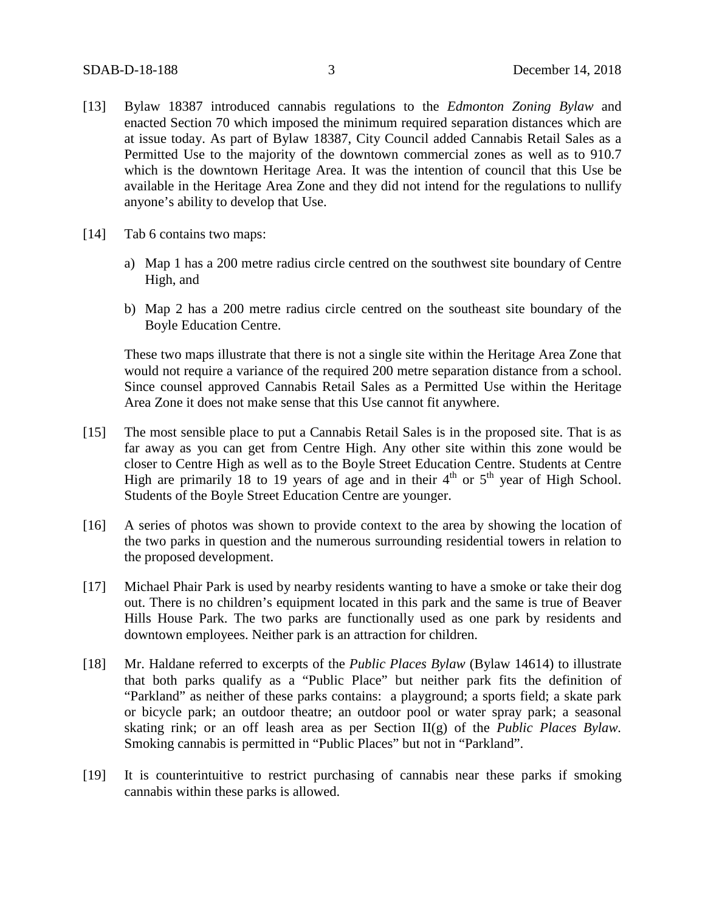[13] Bylaw 18387 introduced cannabis regulations to the *Edmonton Zoning Bylaw* and enacted Section 70 which imposed the minimum required separation distances which are at issue today. As part of Bylaw 18387, City Council added Cannabis Retail Sales as a Permitted Use to the majority of the downtown commercial zones as well as to 910.7 which is the downtown Heritage Area. It was the intention of council that this Use be available in the Heritage Area Zone and they did not intend for the regulations to nullify anyone's ability to develop that Use.

[14] Tab 6 contains two maps:

a) Map 1 has a 200 metre radius circle centred on the southwest site boundary of Centre High, and

b) Map 2 has a 200 metre radius circle centred on the southeast site boundary of the Boyle Education Centre.

These two maps illustrate that there is not a single site within the Heritage Area Zone that would not require a variance of the required 200 metre separation distance from a school. Since counsel approved Cannabis Retail Sales as a Permitted Use within the Heritage Area Zone it does not make sense that this Use cannot fit anywhere.

[15] The most sensible place to put a Cannabis Retail Sales is in the proposed site. That is as far away as you can get from Centre High. Any other site within this zone would be closer to Centre High as well as to the Boyle Street Education Centre. Students at Centre High are primarily 18 to 19 years of age and in their 4th or 5th year of High School. Students of the Boyle Street Education Centre are younger.

[16] A series of photos was shown to provide context to the area by showing the location of the two parks in question and the numerous surrounding residential towers in relation to the proposed development.

[17] Michael Phair Park is used by nearby residents wanting to have a smoke or take their dog out. There is no children's equipment located in this park and the same is true of Beaver Hills House Park. The two parks are functionally used as one park by residents and downtown employees. Neither park is an attraction for children.

[18] Mr. Haldane referred to excerpts of the *Public Places Bylaw* (Bylaw 14614) to illustrate that both parks qualify as a "Public Place" but neither park fits the definition of "Parkland" as neither of these parks contains: a playground; a sports field; a skate park or bicycle park; an outdoor theatre; an outdoor pool or water spray park; a seasonal skating rink; or an off leash area as per Section II(g) of the *Public Places Bylaw*. Smoking cannabis is permitted in "Public Places" but not in "Parkland".

[19] It is counterintuitive to restrict purchasing of cannabis near these parks if smoking cannabis within these parks is allowed.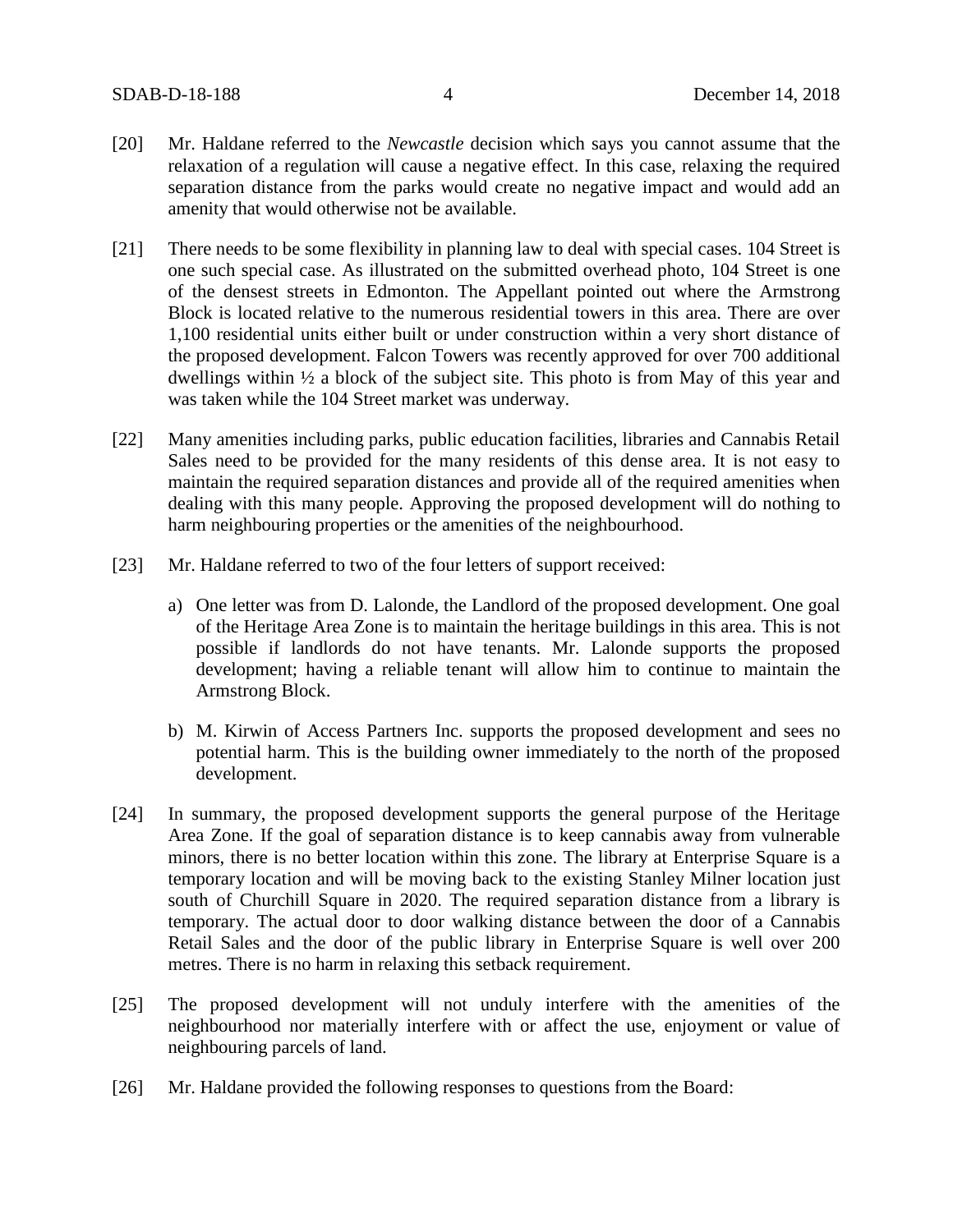[20] Mr. Haldane referred to the *Newcastle* decision which says you cannot assume that the relaxation of a regulation will cause a negative effect. In this case, relaxing the required separation distance from the parks would create no negative impact and would add an amenity that would otherwise not be available.

[21] There needs to be some flexibility in planning law to deal with special cases. 104 Street is one such special case. As illustrated on the submitted overhead photo, 104 Street is one of the densest streets in Edmonton. The Appellant pointed out where the Armstrong Block is located relative to the numerous residential towers in this area. There are over 1,100 residential units either built or under construction within a very short distance of the proposed development. Falcon Towers was recently approved for over 700 additional dwellings within ½ a block of the subject site. This photo is from May of this year and was taken while the 104 Street market was underway.

[22] Many amenities including parks, public education facilities, libraries and Cannabis Retail Sales need to be provided for the many residents of this dense area. It is not easy to maintain the required separation distances and provide all of the required amenities when dealing with this many people. Approving the proposed development will do nothing to harm neighbouring properties or the amenities of the neighbourhood.

[23] Mr. Haldane referred to two of the four letters of support received:

a) One letter was from D. Lalonde, the Landlord of the proposed development. One goal of the Heritage Area Zone is to maintain the heritage buildings in this area. This is not possible if landlords do not have tenants. Mr. Lalonde supports the proposed development; having a reliable tenant will allow him to continue to maintain the Armstrong Block.

b) M. Kirwin of Access Partners Inc. supports the proposed development and sees no potential harm. This is the building owner immediately to the north of the proposed development.

[24] In summary, the proposed development supports the general purpose of the Heritage Area Zone. If the goal of separation distance is to keep cannabis away from vulnerable minors, there is no better location within this zone. The library at Enterprise Square is a temporary location and will be moving back to the existing Stanley Milner location just south of Churchill Square in 2020. The required separation distance from a library is temporary. The actual door to door walking distance between the door of a Cannabis Retail Sales and the door of the public library in Enterprise Square is well over 200 metres. There is no harm in relaxing this setback requirement.

[25] The proposed development will not unduly interfere with the amenities of the neighbourhood nor materially interfere with or affect the use, enjoyment or value of neighbouring parcels of land.

[26] Mr. Haldane provided the following responses to questions from the Board: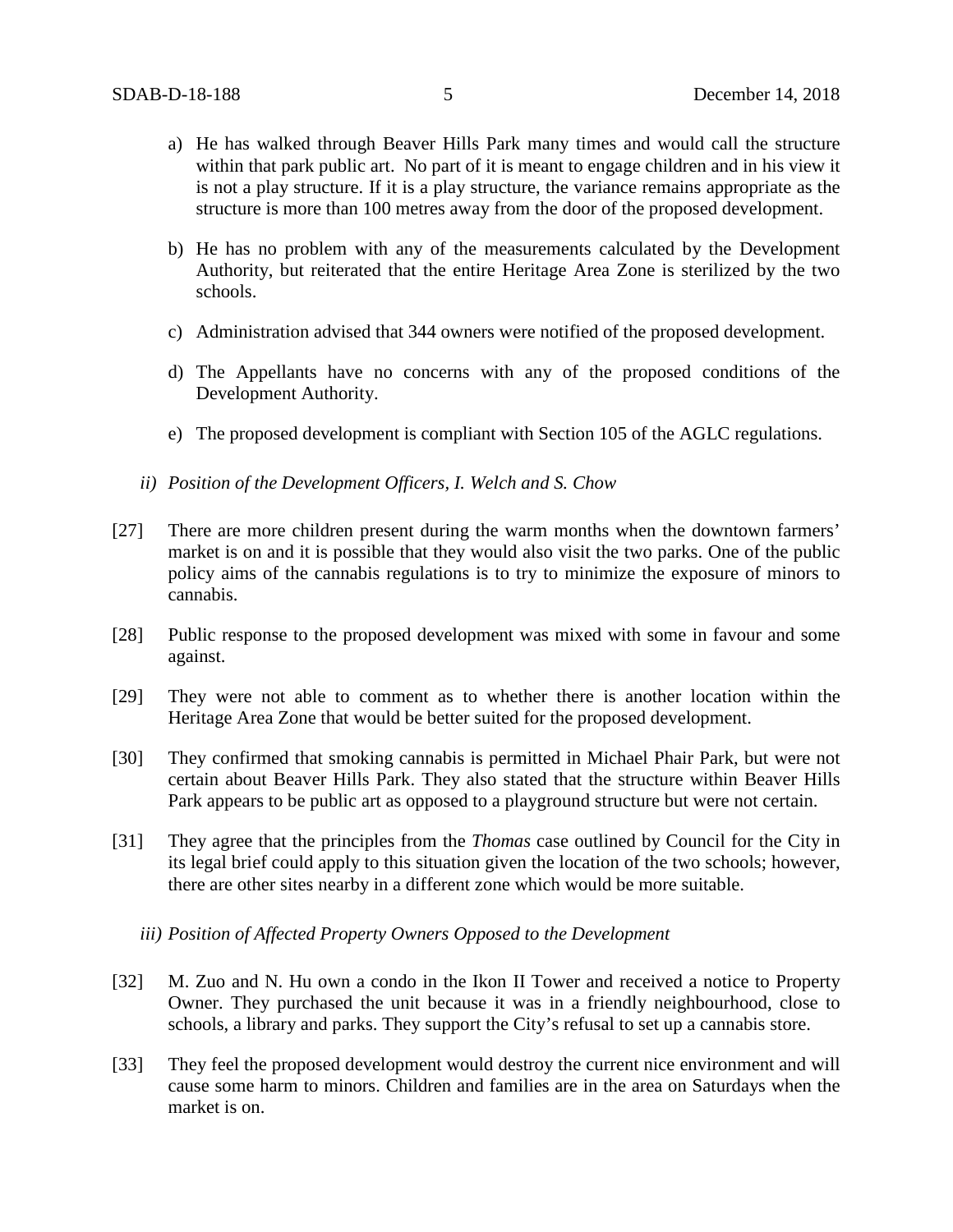a) He has walked through Beaver Hills Park many times and would call the structure within that park public art. No part of it is meant to engage children and in his view it is not a play structure. If it is a play structure, the variance remains appropriate as the structure is more than 100 metres away from the door of the proposed development.

b) He has no problem with any of the measurements calculated by the Development Authority, but reiterated that the entire Heritage Area Zone is sterilized by the two schools.

c) Administration advised that 344 owners were notified of the proposed development.

d) The Appellants have no concerns with any of the proposed conditions of the Development Authority.

e) The proposed development is compliant with Section 105 of the AGLC regulations.

*ii) Position of the Development Officers, I. Welch and S. Chow*

[27] There are more children present during the warm months when the downtown farmers' market is on and it is possible that they would also visit the two parks. One of the public policy aims of the cannabis regulations is to try to minimize the exposure of minors to cannabis.

[28] Public response to the proposed development was mixed with some in favour and some against.

[29] They were not able to comment as to whether there is another location within the Heritage Area Zone that would be better suited for the proposed development.

[30] They confirmed that smoking cannabis is permitted in Michael Phair Park, but were not certain about Beaver Hills Park. They also stated that the structure within Beaver Hills Park appears to be public art as opposed to a playground structure but were not certain.

[31] They agree that the principles from the *Thomas* case outlined by Council for the City in its legal brief could apply to this situation given the location of the two schools; however, there are other sites nearby in a different zone which would be more suitable.

*iii) Position of Affected Property Owners Opposed to the Development*

[32] M. Zuo and N. Hu own a condo in the Ikon II Tower and received a notice to Property Owner. They purchased the unit because it was in a friendly neighbourhood, close to schools, a library and parks. They support the City's refusal to set up a cannabis store.

[33] They feel the proposed development would destroy the current nice environment and will cause some harm to minors. Children and families are in the area on Saturdays when the market is on.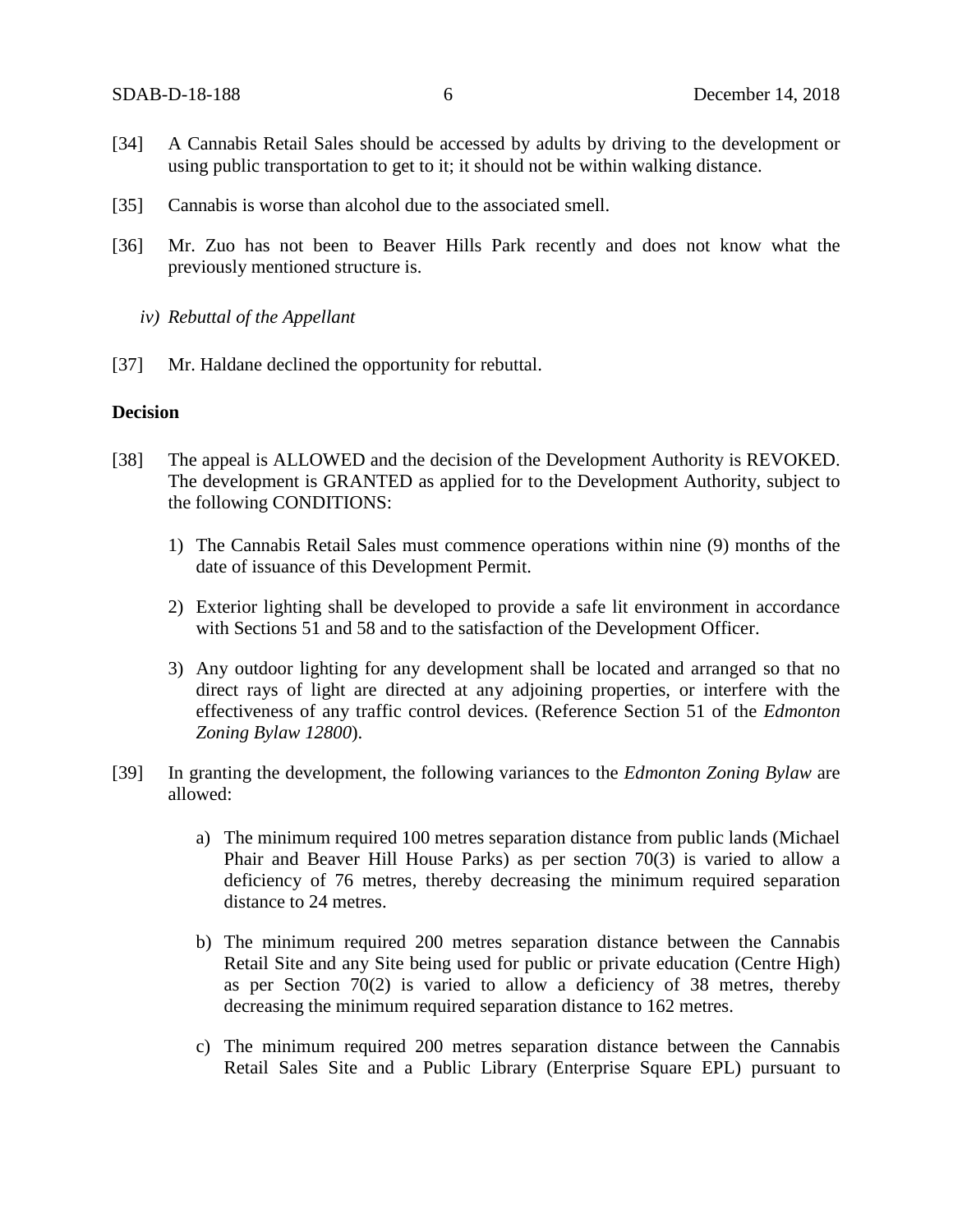[34] A Cannabis Retail Sales should be accessed by adults by driving to the development or using public transportation to get to it; it should not be within walking distance.

[35] Cannabis is worse than alcohol due to the associated smell.

[36] Mr. Zuo has not been to Beaver Hills Park recently and does not know what the previously mentioned structure is.

*iv) Rebuttal of the Appellant*

[37] Mr. Haldane declined the opportunity for rebuttal.

**Decision**

[38] The appeal is ALLOWED and the decision of the Development Authority is REVOKED. The development is GRANTED as applied for to the Development Authority, subject to the following CONDITIONS:

1) The Cannabis Retail Sales must commence operations within nine (9) months of the date of issuance of this Development Permit.

2) Exterior lighting shall be developed to provide a safe lit environment in accordance with Sections 51 and 58 and to the satisfaction of the Development Officer.

3) Any outdoor lighting for any development shall be located and arranged so that no direct rays of light are directed at any adjoining properties, or interfere with the effectiveness of any traffic control devices. (Reference Section 51 of the *Edmonton Zoning Bylaw 12800*).

[39] In granting the development, the following variances to the *Edmonton Zoning Bylaw* are allowed:

a) The minimum required 100 metres separation distance from public lands (Michael Phair and Beaver Hill House Parks) as per section 70(3) is varied to allow a deficiency of 76 metres, thereby decreasing the minimum required separation distance to 24 metres.

b) The minimum required 200 metres separation distance between the Cannabis Retail Site and any Site being used for public or private education (Centre High) as per Section 70(2) is varied to allow a deficiency of 38 metres, thereby decreasing the minimum required separation distance to 162 metres.

c) The minimum required 200 metres separation distance between the Cannabis Retail Sales Site and a Public Library (Enterprise Square EPL) pursuant to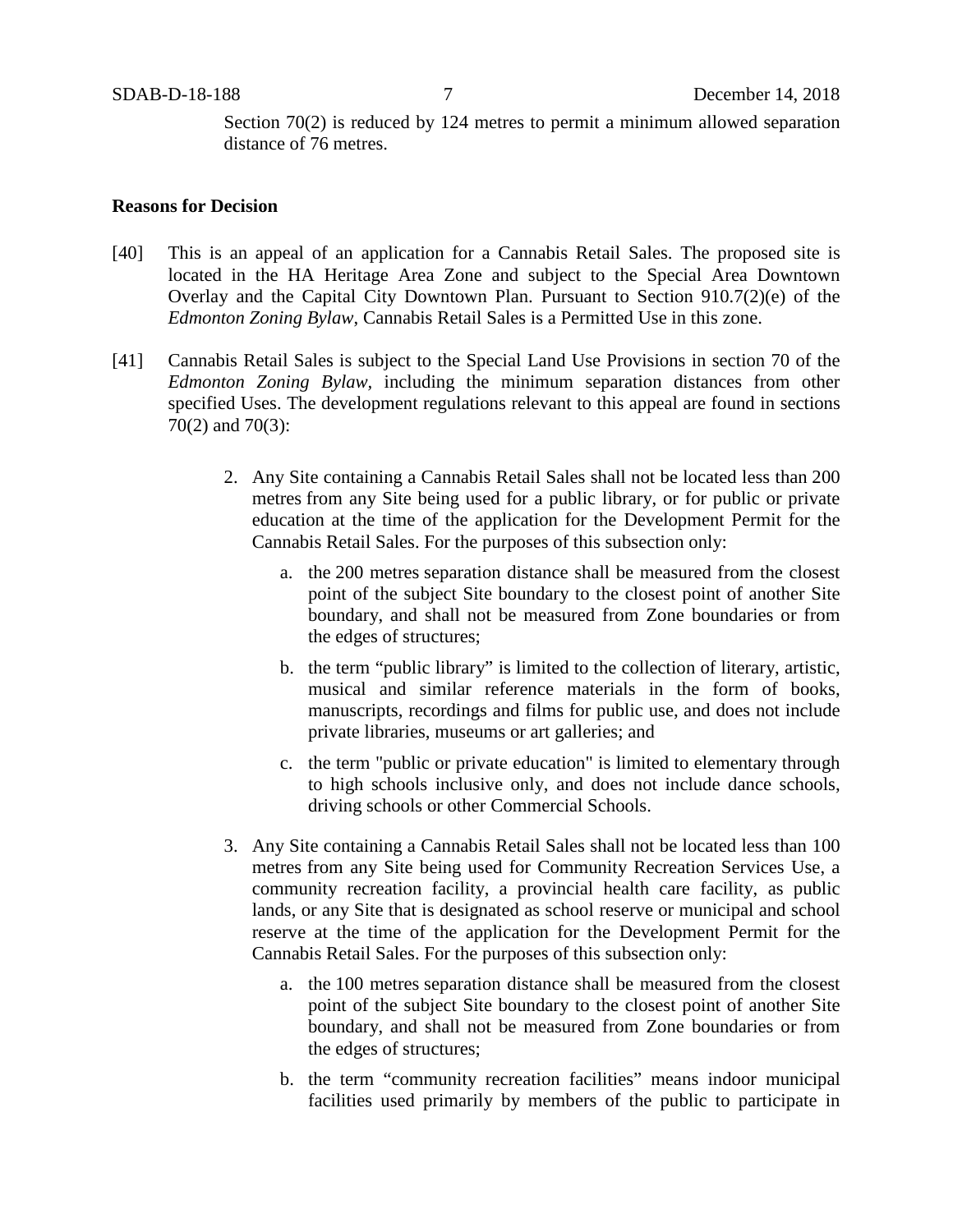Section 70(2) is reduced by 124 metres to permit a minimum allowed separation distance of 76 metres.

**Reasons for Decision**

[40] This is an appeal of an application for a Cannabis Retail Sales. The proposed site is located in the HA Heritage Area Zone and subject to the Special Area Downtown Overlay and the Capital City Downtown Plan. Pursuant to Section 910.7(2)(e) of the *Edmonton Zoning Bylaw*, Cannabis Retail Sales is a Permitted Use in this zone.

[41] Cannabis Retail Sales is subject to the Special Land Use Provisions in section 70 of the *Edmonton Zoning Bylaw*, including the minimum separation distances from other specified Uses. The development regulations relevant to this appeal are found in sections 70(2) and 70(3):

2. Any Site containing a Cannabis Retail Sales shall not be located less than 200 metres from any Site being used for a public library, or for public or private education at the time of the application for the Development Permit for the Cannabis Retail Sales. For the purposes of this subsection only:

    a. the 200 metres separation distance shall be measured from the closest point of the subject Site boundary to the closest point of another Site boundary, and shall not be measured from Zone boundaries or from the edges of structures;

    b. the term "public library" is limited to the collection of literary, artistic, musical and similar reference materials in the form of books, manuscripts, recordings and films for public use, and does not include private libraries, museums or art galleries; and

    c. the term "public or private education" is limited to elementary through to high schools inclusive only, and does not include dance schools, driving schools or other Commercial Schools.

3. Any Site containing a Cannabis Retail Sales shall not be located less than 100 metres from any Site being used for Community Recreation Services Use, a community recreation facility, a provincial health care facility, as public lands, or any Site that is designated as school reserve or municipal and school reserve at the time of the application for the Development Permit for the Cannabis Retail Sales. For the purposes of this subsection only:

    a. the 100 metres separation distance shall be measured from the closest point of the subject Site boundary to the closest point of another Site boundary, and shall not be measured from Zone boundaries or from the edges of structures;

    b. the term "community recreation facilities" means indoor municipal facilities used primarily by members of the public to participate in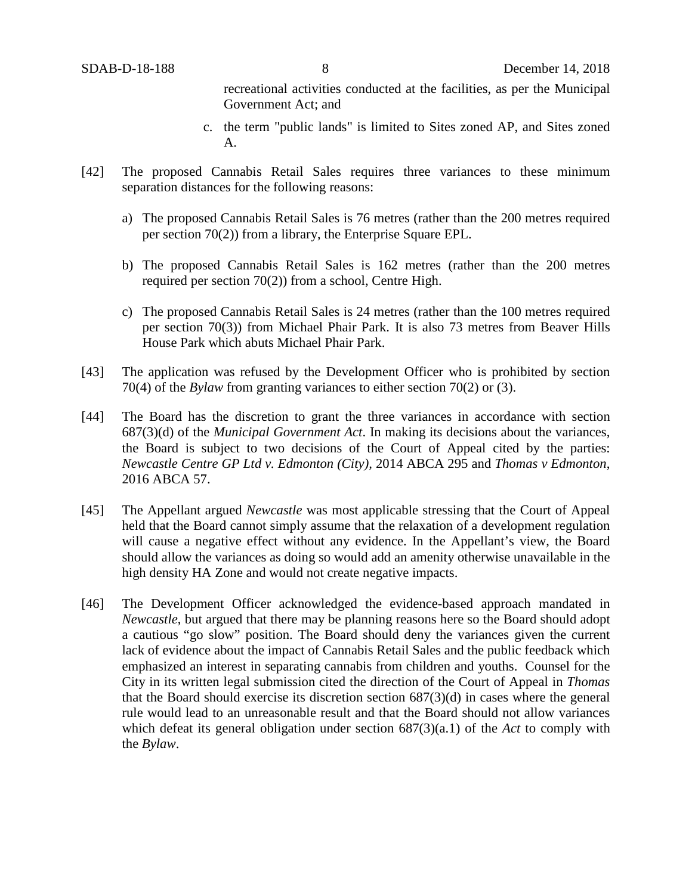recreational activities conducted at the facilities, as per the Municipal Government Act; and

c. the term "public lands" is limited to Sites zoned AP, and Sites zoned A.

[42] The proposed Cannabis Retail Sales requires three variances to these minimum separation distances for the following reasons:

a) The proposed Cannabis Retail Sales is 76 metres (rather than the 200 metres required per section 70(2)) from a library, the Enterprise Square EPL.

b) The proposed Cannabis Retail Sales is 162 metres (rather than the 200 metres required per section 70(2)) from a school, Centre High.

c) The proposed Cannabis Retail Sales is 24 metres (rather than the 100 metres required per section 70(3)) from Michael Phair Park. It is also 73 metres from Beaver Hills House Park which abuts Michael Phair Park.

[43] The application was refused by the Development Officer who is prohibited by section 70(4) of the *Bylaw* from granting variances to either section 70(2) or (3).

[44] The Board has the discretion to grant the three variances in accordance with section 687(3)(d) of the *Municipal Government Act*. In making its decisions about the variances, the Board is subject to two decisions of the Court of Appeal cited by the parties: *Newcastle Centre GP Ltd v. Edmonton (City)*, 2014 ABCA 295 and *Thomas v Edmonton*, 2016 ABCA 57.

[45] The Appellant argued *Newcastle* was most applicable stressing that the Court of Appeal held that the Board cannot simply assume that the relaxation of a development regulation will cause a negative effect without any evidence. In the Appellant's view, the Board should allow the variances as doing so would add an amenity otherwise unavailable in the high density HA Zone and would not create negative impacts.

[46] The Development Officer acknowledged the evidence-based approach mandated in *Newcastle*, but argued that there may be planning reasons here so the Board should adopt a cautious "go slow" position. The Board should deny the variances given the current lack of evidence about the impact of Cannabis Retail Sales and the public feedback which emphasized an interest in separating cannabis from children and youths. Counsel for the City in its written legal submission cited the direction of the Court of Appeal in *Thomas* that the Board should exercise its discretion section 687(3)(d) in cases where the general rule would lead to an unreasonable result and that the Board should not allow variances which defeat its general obligation under section 687(3)(a.1) of the *Act* to comply with the *Bylaw*.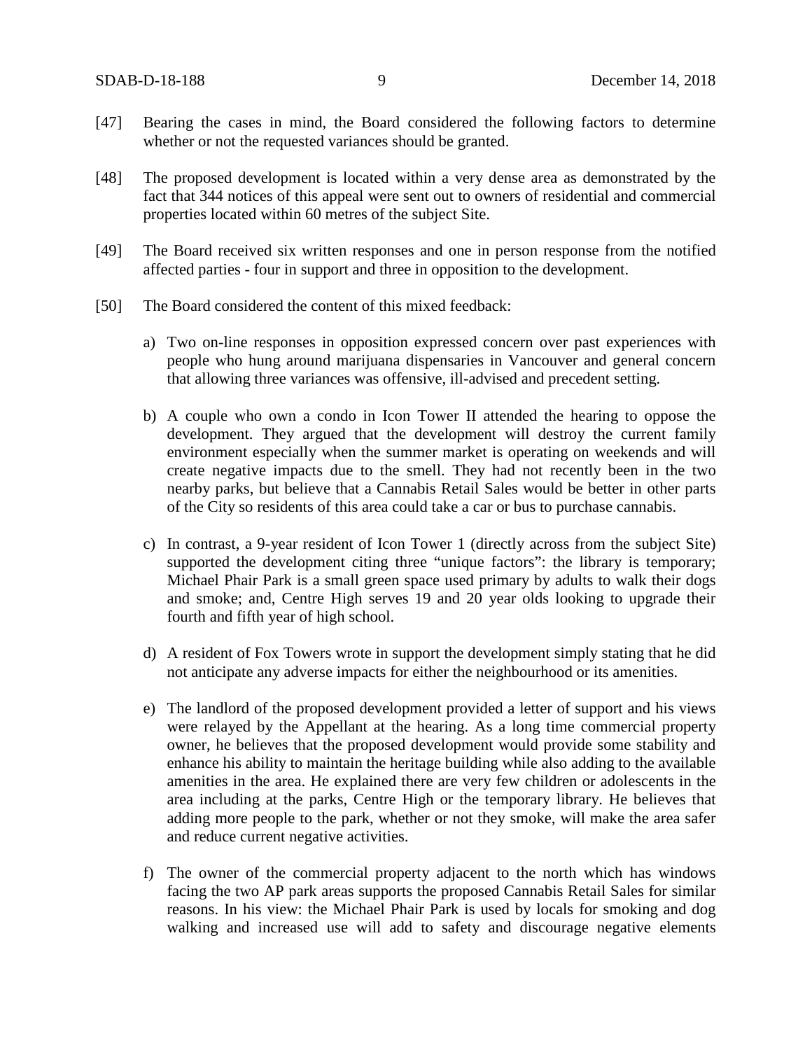[47] Bearing the cases in mind, the Board considered the following factors to determine whether or not the requested variances should be granted.

[48] The proposed development is located within a very dense area as demonstrated by the fact that 344 notices of this appeal were sent out to owners of residential and commercial properties located within 60 metres of the subject Site.

[49] The Board received six written responses and one in person response from the notified affected parties - four in support and three in opposition to the development.

[50] The Board considered the content of this mixed feedback:

a) Two on-line responses in opposition expressed concern over past experiences with people who hung around marijuana dispensaries in Vancouver and general concern that allowing three variances was offensive, ill-advised and precedent setting.

b) A couple who own a condo in Icon Tower II attended the hearing to oppose the development. They argued that the development will destroy the current family environment especially when the summer market is operating on weekends and will create negative impacts due to the smell. They had not recently been in the two nearby parks, but believe that a Cannabis Retail Sales would be better in other parts of the City so residents of this area could take a car or bus to purchase cannabis.

c) In contrast, a 9-year resident of Icon Tower 1 (directly across from the subject Site) supported the development citing three "unique factors": the library is temporary; Michael Phair Park is a small green space used primary by adults to walk their dogs and smoke; and, Centre High serves 19 and 20 year olds looking to upgrade their fourth and fifth year of high school.

d) A resident of Fox Towers wrote in support the development simply stating that he did not anticipate any adverse impacts for either the neighbourhood or its amenities.

e) The landlord of the proposed development provided a letter of support and his views were relayed by the Appellant at the hearing. As a long time commercial property owner, he believes that the proposed development would provide some stability and enhance his ability to maintain the heritage building while also adding to the available amenities in the area. He explained there are very few children or adolescents in the area including at the parks, Centre High or the temporary library. He believes that adding more people to the park, whether or not they smoke, will make the area safer and reduce current negative activities.

f) The owner of the commercial property adjacent to the north which has windows facing the two AP park areas supports the proposed Cannabis Retail Sales for similar reasons. In his view: the Michael Phair Park is used by locals for smoking and dog walking and increased use will add to safety and discourage negative elements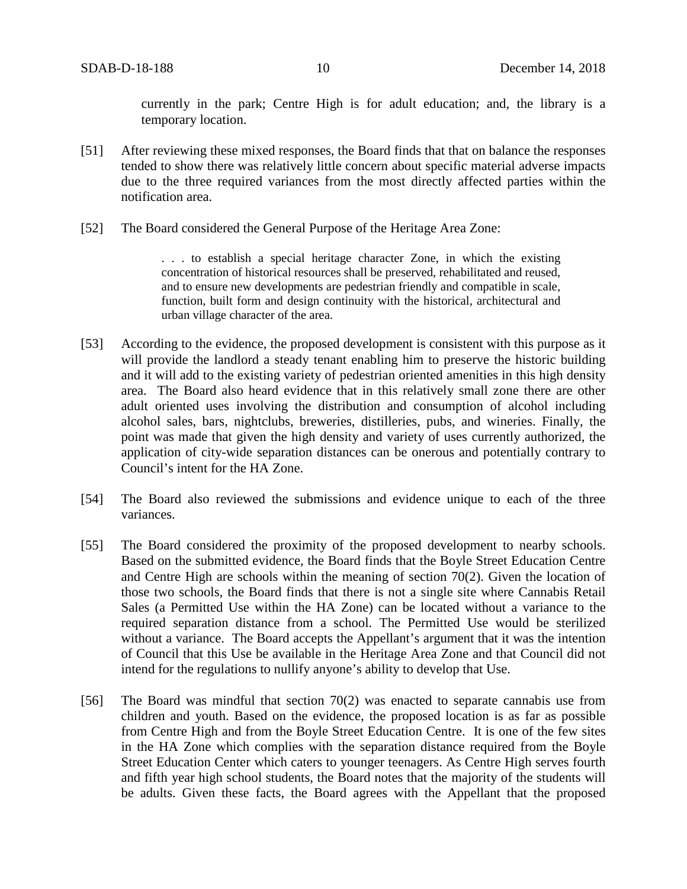currently in the park; Centre High is for adult education; and, the library is a temporary location.

[51] After reviewing these mixed responses, the Board finds that that on balance the responses tended to show there was relatively little concern about specific material adverse impacts due to the three required variances from the most directly affected parties within the notification area.

[52] The Board considered the General Purpose of the Heritage Area Zone:

> . . . to establish a special heritage character Zone, in which the existing concentration of historical resources shall be preserved, rehabilitated and reused, and to ensure new developments are pedestrian friendly and compatible in scale, function, built form and design continuity with the historical, architectural and urban village character of the area.

[53] According to the evidence, the proposed development is consistent with this purpose as it will provide the landlord a steady tenant enabling him to preserve the historic building and it will add to the existing variety of pedestrian oriented amenities in this high density area. The Board also heard evidence that in this relatively small zone there are other adult oriented uses involving the distribution and consumption of alcohol including alcohol sales, bars, nightclubs, breweries, distilleries, pubs, and wineries. Finally, the point was made that given the high density and variety of uses currently authorized, the application of city-wide separation distances can be onerous and potentially contrary to Council's intent for the HA Zone.

[54] The Board also reviewed the submissions and evidence unique to each of the three variances.

[55] The Board considered the proximity of the proposed development to nearby schools. Based on the submitted evidence, the Board finds that the Boyle Street Education Centre and Centre High are schools within the meaning of section 70(2). Given the location of those two schools, the Board finds that there is not a single site where Cannabis Retail Sales (a Permitted Use within the HA Zone) can be located without a variance to the required separation distance from a school. The Permitted Use would be sterilized without a variance. The Board accepts the Appellant's argument that it was the intention of Council that this Use be available in the Heritage Area Zone and that Council did not intend for the regulations to nullify anyone's ability to develop that Use.

[56] The Board was mindful that section 70(2) was enacted to separate cannabis use from children and youth. Based on the evidence, the proposed location is as far as possible from Centre High and from the Boyle Street Education Centre. It is one of the few sites in the HA Zone which complies with the separation distance required from the Boyle Street Education Center which caters to younger teenagers. As Centre High serves fourth and fifth year high school students, the Board notes that the majority of the students will be adults. Given these facts, the Board agrees with the Appellant that the proposed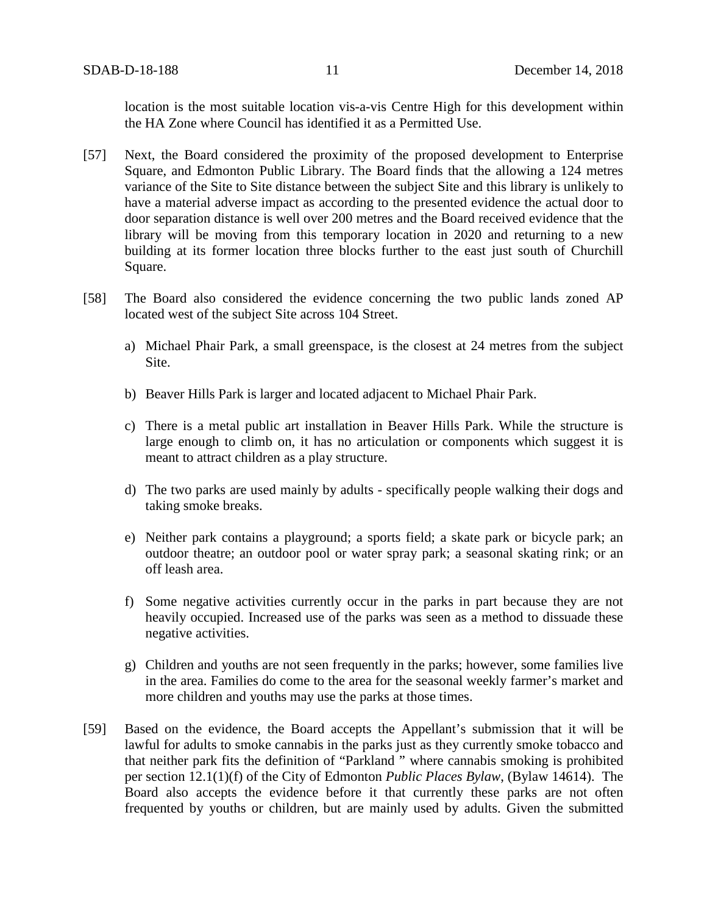location is the most suitable location vis-a-vis Centre High for this development within the HA Zone where Council has identified it as a Permitted Use.

[57] Next, the Board considered the proximity of the proposed development to Enterprise Square, and Edmonton Public Library. The Board finds that the allowing a 124 metres variance of the Site to Site distance between the subject Site and this library is unlikely to have a material adverse impact as according to the presented evidence the actual door to door separation distance is well over 200 metres and the Board received evidence that the library will be moving from this temporary location in 2020 and returning to a new building at its former location three blocks further to the east just south of Churchill Square.

[58] The Board also considered the evidence concerning the two public lands zoned AP located west of the subject Site across 104 Street.

a) Michael Phair Park, a small greenspace, is the closest at 24 metres from the subject Site.

b) Beaver Hills Park is larger and located adjacent to Michael Phair Park.

c) There is a metal public art installation in Beaver Hills Park. While the structure is large enough to climb on, it has no articulation or components which suggest it is meant to attract children as a play structure.

d) The two parks are used mainly by adults - specifically people walking their dogs and taking smoke breaks.

e) Neither park contains a playground; a sports field; a skate park or bicycle park; an outdoor theatre; an outdoor pool or water spray park; a seasonal skating rink; or an off leash area.

f) Some negative activities currently occur in the parks in part because they are not heavily occupied. Increased use of the parks was seen as a method to dissuade these negative activities.

g) Children and youths are not seen frequently in the parks; however, some families live in the area. Families do come to the area for the seasonal weekly farmer's market and more children and youths may use the parks at those times.

[59] Based on the evidence, the Board accepts the Appellant's submission that it will be lawful for adults to smoke cannabis in the parks just as they currently smoke tobacco and that neither park fits the definition of "Parkland " where cannabis smoking is prohibited per section 12.1(1)(f) of the City of Edmonton *Public Places Bylaw*, (Bylaw 14614). The Board also accepts the evidence before it that currently these parks are not often frequented by youths or children, but are mainly used by adults. Given the submitted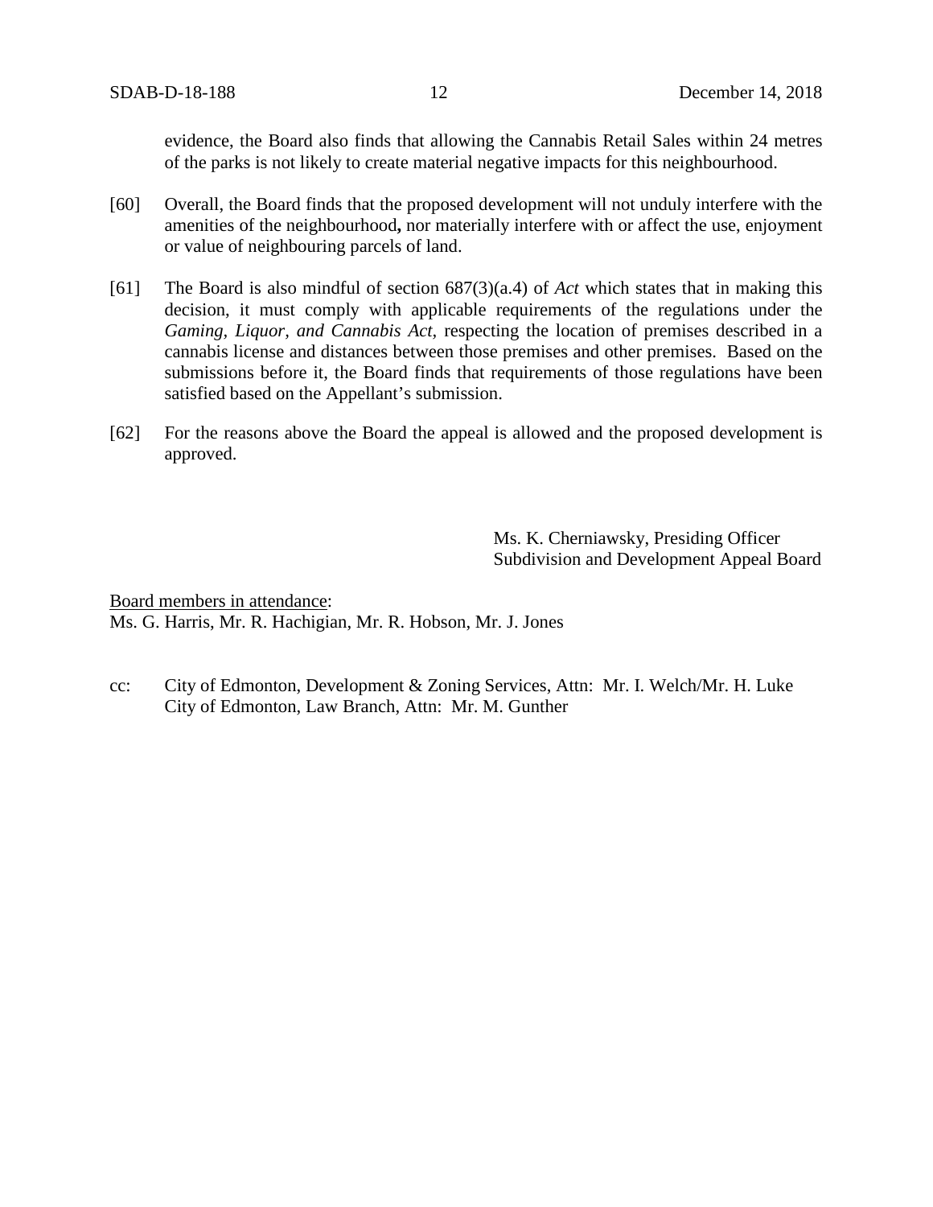evidence, the Board also finds that allowing the Cannabis Retail Sales within 24 metres of the parks is not likely to create material negative impacts for this neighbourhood.

[60] Overall, the Board finds that the proposed development will not unduly interfere with the amenities of the neighbourhood**,** nor materially interfere with or affect the use, enjoyment or value of neighbouring parcels of land.

[61] The Board is also mindful of section 687(3)(a.4) of *Act* which states that in making this decision, it must comply with applicable requirements of the regulations under the *Gaming, Liquor, and Cannabis Act*, respecting the location of premises described in a cannabis license and distances between those premises and other premises. Based on the submissions before it, the Board finds that requirements of those regulations have been satisfied based on the Appellant's submission.

[62] For the reasons above the Board the appeal is allowed and the proposed development is approved.

Ms. K. Cherniawsky, Presiding Officer
Subdivision and Development Appeal Board

Board members in attendance:
Ms. G. Harris, Mr. R. Hachigian, Mr. R. Hobson, Mr. J. Jones

cc: City of Edmonton, Development & Zoning Services, Attn: Mr. I. Welch/Mr. H. Luke
City of Edmonton, Law Branch, Attn: Mr. M. Gunther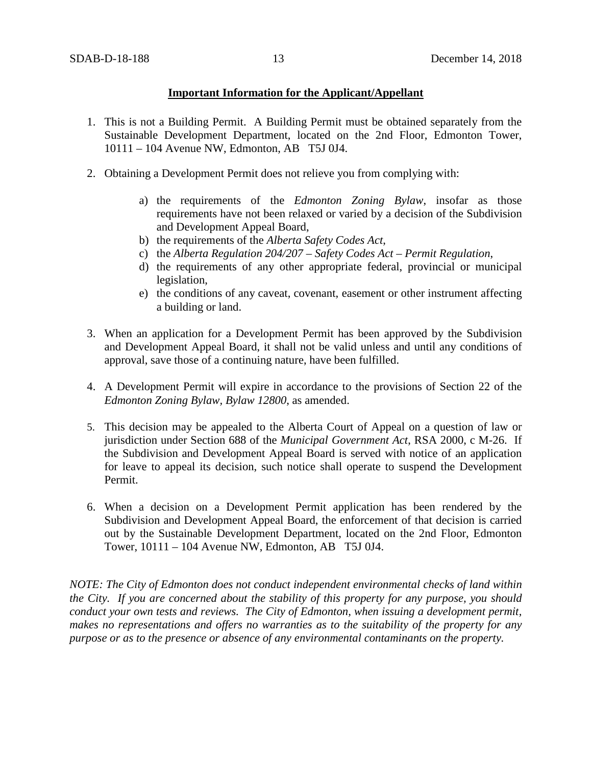**Important Information for the Applicant/Appellant**

1. This is not a Building Permit. A Building Permit must be obtained separately from the Sustainable Development Department, located on the 2nd Floor, Edmonton Tower, 10111 – 104 Avenue NW, Edmonton, AB T5J 0J4.

2. Obtaining a Development Permit does not relieve you from complying with:

   a) the requirements of the *Edmonton Zoning Bylaw*, insofar as those requirements have not been relaxed or varied by a decision of the Subdivision and Development Appeal Board,
   b) the requirements of the *Alberta Safety Codes Act*,
   c) the *Alberta Regulation 204/207 – Safety Codes Act – Permit Regulation*,
   d) the requirements of any other appropriate federal, provincial or municipal legislation,
   e) the conditions of any caveat, covenant, easement or other instrument affecting a building or land.

3. When an application for a Development Permit has been approved by the Subdivision and Development Appeal Board, it shall not be valid unless and until any conditions of approval, save those of a continuing nature, have been fulfilled.

4. A Development Permit will expire in accordance to the provisions of Section 22 of the *Edmonton Zoning Bylaw, Bylaw 12800*, as amended.

5. This decision may be appealed to the Alberta Court of Appeal on a question of law or jurisdiction under Section 688 of the *Municipal Government Act*, RSA 2000, c M-26. If the Subdivision and Development Appeal Board is served with notice of an application for leave to appeal its decision, such notice shall operate to suspend the Development Permit.

6. When a decision on a Development Permit application has been rendered by the Subdivision and Development Appeal Board, the enforcement of that decision is carried out by the Sustainable Development Department, located on the 2nd Floor, Edmonton Tower, 10111 – 104 Avenue NW, Edmonton, AB T5J 0J4.

*NOTE: The City of Edmonton does not conduct independent environmental checks of land within the City. If you are concerned about the stability of this property for any purpose, you should conduct your own tests and reviews. The City of Edmonton, when issuing a development permit, makes no representations and offers no warranties as to the suitability of the property for any purpose or as to the presence or absence of any environmental contaminants on the property.*